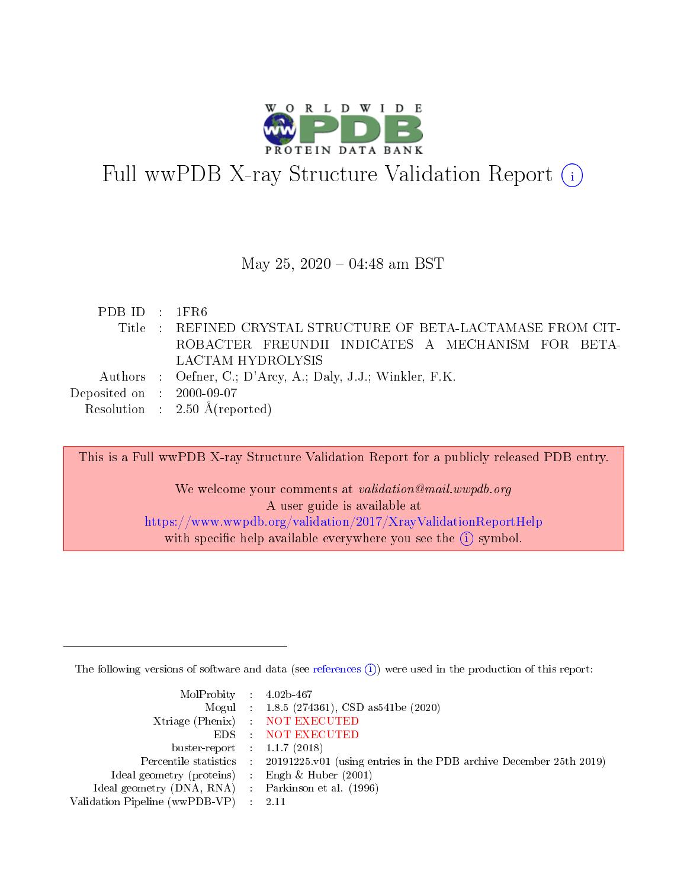# Full wwPDB X-ray Structure Validation Report (i)

May 25, 2020 – 04:48 am BST

| | | |
|---|---|---|
| PDB ID | : | 1FR6 |
| Title | : | REFINED CRYSTAL STRUCTURE OF BETA-LACTAMASE FROM CITROBACTER FREUNDII INDICATES A MECHANISM FOR BETA-LACTAM HYDROLYSIS |
| Authors | : | Oefner, C.; D'Arcy, A.; Daly, J.J.; Winkler, F.K. |
| Deposited on | : | 2000-09-07 |
| Resolution | : | 2.50 Å(reported) |

This is a Full wwPDB X-ray Structure Validation Report for a publicly released PDB entry.

We welcome your comments at *validation@mail.wwpdb.org*
A user guide is available at
https://www.wwpdb.org/validation/2017/XrayValidationReportHelp
with specific help available everywhere you see the (i) symbol.

---

The following versions of software and data (see references (i)) were used in the production of this report:

| | | |
|---|---|---|
| MolProbity | : | 4.02b-467 |
| Mogul | : | 1.8.5 (274361), CSD as541be (2020) |
| Xtriage (Phenix) | : | NOT EXECUTED |
| EDS | : | NOT EXECUTED |
| buster-report | : | 1.1.7 (2018) |
| Percentile statistics | : | 20191225.v01 (using entries in the PDB archive December 25th 2019) |
| Ideal geometry (proteins) | : | Engh & Huber (2001) |
| Ideal geometry (DNA, RNA) | : | Parkinson et al. (1996) |
| Validation Pipeline (wwPDB-VP) | : | 2.11 |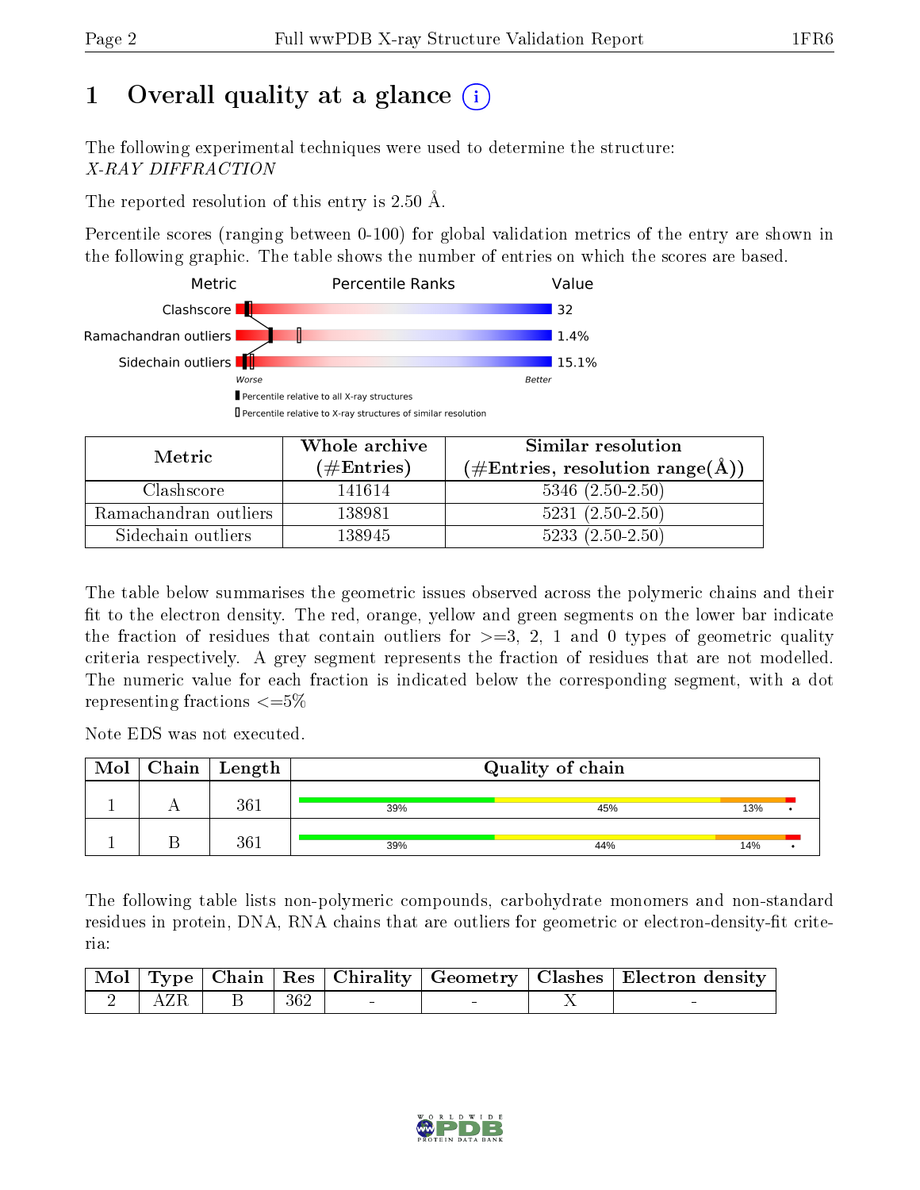# 1 Overall quality at a glance

The following experimental techniques were used to determine the structure:
*X-RAY DIFFRACTION*

The reported resolution of this entry is 2.50 Å.

Percentile scores (ranging between 0-100) for global validation metrics of the entry are shown in the following graphic. The table shows the number of entries on which the scores are based.

| Metric | Value |
|---|---|
| Clashscore | 32 |
| Ramachandran outliers | 1.4% |
| Sidechain outliers | 15.1% |

| Metric | Whole archive (#Entries) | Similar resolution (#Entries, resolution range(Å)) |
|---|---|---|
| Clashscore | 141614 | 5346 (2.50-2.50) |
| Ramachandran outliers | 138981 | 5231 (2.50-2.50) |
| Sidechain outliers | 138945 | 5233 (2.50-2.50) |

The table below summarises the geometric issues observed across the polymeric chains and their fit to the electron density. The red, orange, yellow and green segments on the lower bar indicate the fraction of residues that contain outliers for >=3, 2, 1 and 0 types of geometric quality criteria respectively. A grey segment represents the fraction of residues that are not modelled. The numeric value for each fraction is indicated below the corresponding segment, with a dot representing fractions <=5%

Note EDS was not executed.

| Mol | Chain | Length | Quality of chain |
|---|---|---|---|
| 1 | A | 361 | 39% / 45% / 13% / • |
| 1 | B | 361 | 39% / 44% / 14% / • |

The following table lists non-polymeric compounds, carbohydrate monomers and non-standard residues in protein, DNA, RNA chains that are outliers for geometric or electron-density-fit criteria:

| Mol | Type | Chain | Res | Chirality | Geometry | Clashes | Electron density |
|---|---|---|---|---|---|---|---|
| 2 | AZR | B | 362 | - | - | X | - |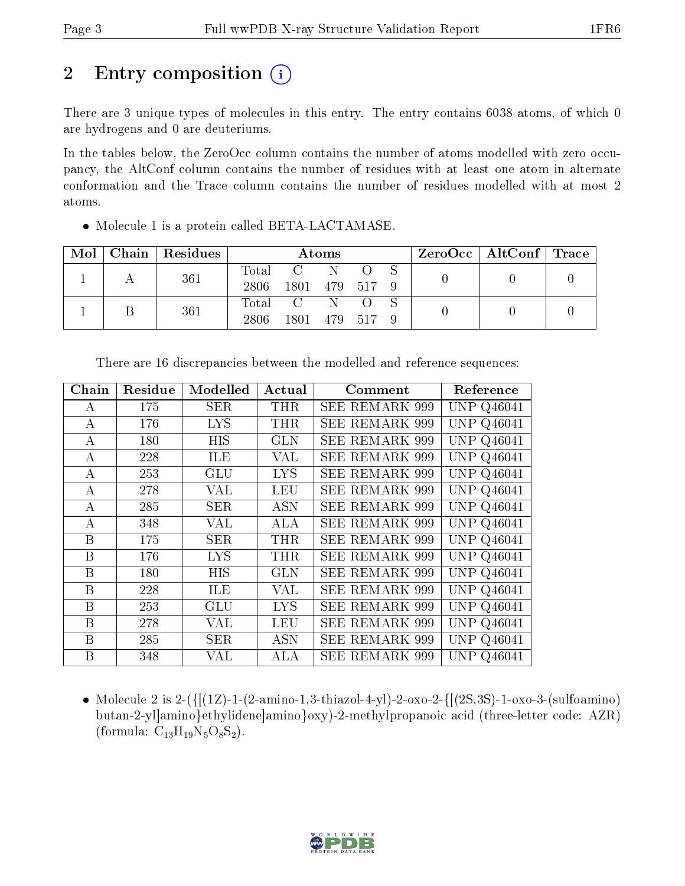## 2 Entry composition (i)

There are 3 unique types of molecules in this entry. The entry contains 6038 atoms, of which 0 are hydrogens and 0 are deuteriums.

In the tables below, the ZeroOcc column contains the number of atoms modelled with zero occupancy, the AltConf column contains the number of residues with at least one atom in alternate conformation and the Trace column contains the number of residues modelled with at most 2 atoms.

- Molecule 1 is a protein called BETA-LACTAMASE.

| Mol | Chain | Residues | Atoms | | | | | ZeroOcc | AltConf | Trace |
|---|---|---|---|---|---|---|---|---|---|---|
| 1 | A | 361 | Total 2806 | C 1801 | N 479 | O 517 | S 9 | 0 | 0 | 0 |
| 1 | B | 361 | Total 2806 | C 1801 | N 479 | O 517 | S 9 | 0 | 0 | 0 |

There are 16 discrepancies between the modelled and reference sequences:

| Chain | Residue | Modelled | Actual | Comment | Reference |
|---|---|---|---|---|---|
| A | 175 | SER | THR | SEE REMARK 999 | UNP Q46041 |
| A | 176 | LYS | THR | SEE REMARK 999 | UNP Q46041 |
| A | 180 | HIS | GLN | SEE REMARK 999 | UNP Q46041 |
| A | 228 | ILE | VAL | SEE REMARK 999 | UNP Q46041 |
| A | 253 | GLU | LYS | SEE REMARK 999 | UNP Q46041 |
| A | 278 | VAL | LEU | SEE REMARK 999 | UNP Q46041 |
| A | 285 | SER | ASN | SEE REMARK 999 | UNP Q46041 |
| A | 348 | VAL | ALA | SEE REMARK 999 | UNP Q46041 |
| B | 175 | SER | THR | SEE REMARK 999 | UNP Q46041 |
| B | 176 | LYS | THR | SEE REMARK 999 | UNP Q46041 |
| B | 180 | HIS | GLN | SEE REMARK 999 | UNP Q46041 |
| B | 228 | ILE | VAL | SEE REMARK 999 | UNP Q46041 |
| B | 253 | GLU | LYS | SEE REMARK 999 | UNP Q46041 |
| B | 278 | VAL | LEU | SEE REMARK 999 | UNP Q46041 |
| B | 285 | SER | ASN | SEE REMARK 999 | UNP Q46041 |
| B | 348 | VAL | ALA | SEE REMARK 999 | UNP Q46041 |

- Molecule 2 is 2-({[(1Z)-1-(2-amino-1,3-thiazol-4-yl)-2-oxo-2-{[(2S,3S)-1-oxo-3-(sulfoamino)butan-2-yl]amino}ethylidene]amino}oxy)-2-methylpropanoic acid (three-letter code: AZR) (formula: $C_{13}H_{19}N_5O_8S_2$).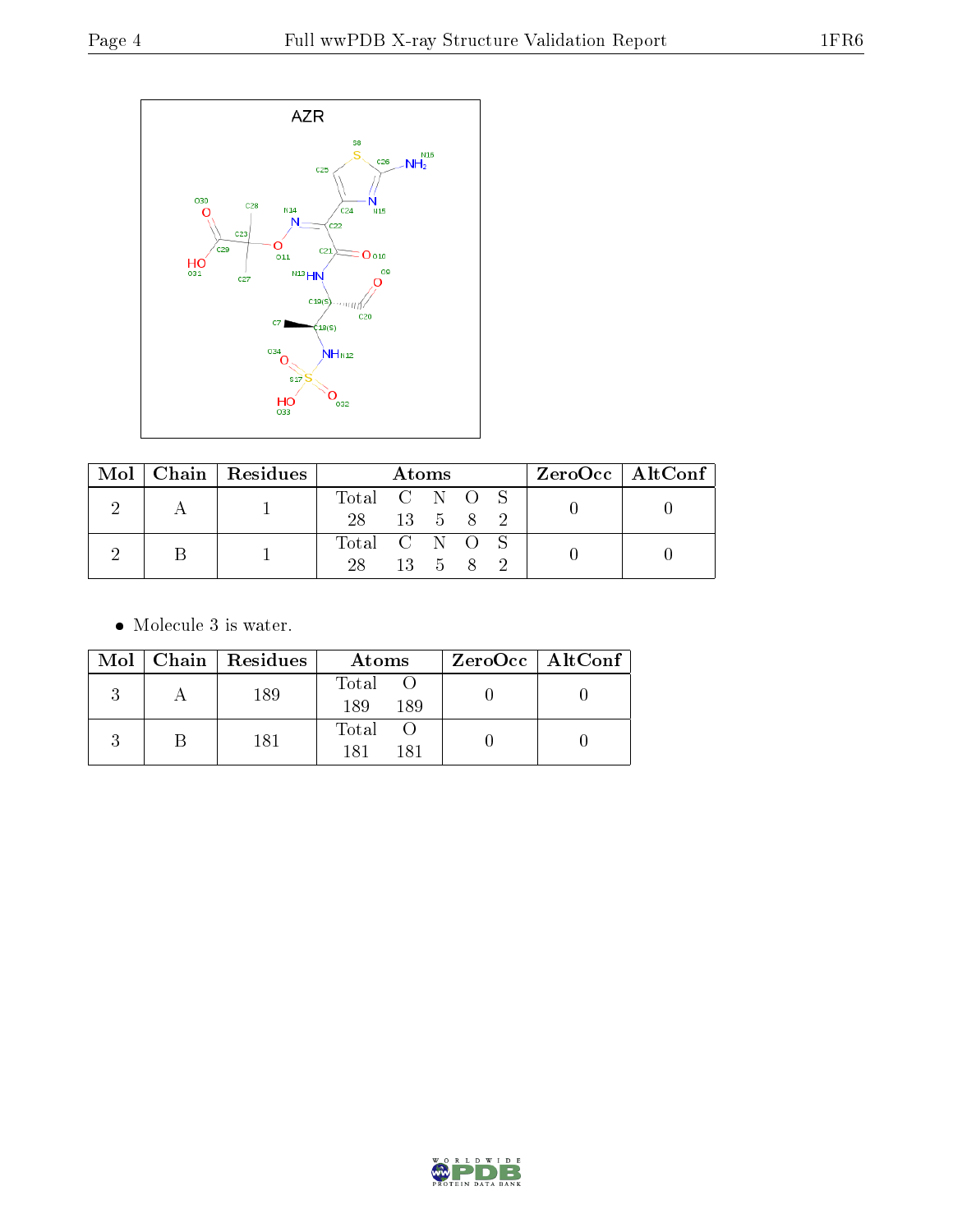| Mol | Chain | Residues | Atoms | | | | | ZeroOcc | AltConf |
|---|---|---|---|---|---|---|---|---|---|
| 2 | A | 1 | Total 28 | C 13 | N 5 | O 8 | S 2 | 0 | 0 |
| 2 | B | 1 | Total 28 | C 13 | N 5 | O 8 | S 2 | 0 | 0 |

- Molecule 3 is water.

| Mol | Chain | Residues | Atoms | | ZeroOcc | AltConf |
|---|---|---|---|---|---|---|
| 3 | A | 189 | Total 189 | O 189 | 0 | 0 |
| 3 | B | 181 | Total 181 | O 181 | 0 | 0 |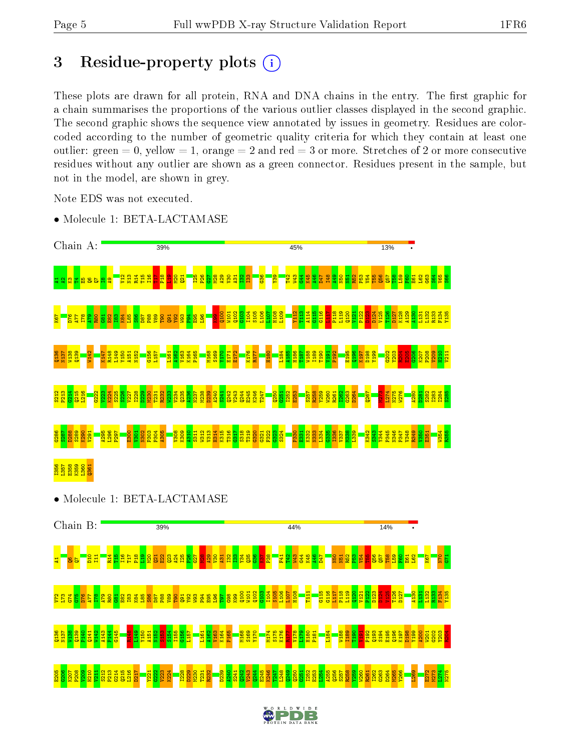# 3 Residue-property plots

These plots are drawn for all protein, RNA and DNA chains in the entry. The first graphic for a chain summarises the proportions of the various outlier classes displayed in the second graphic. The second graphic shows the sequence view annotated by issues in geometry. Residues are color-coded according to the number of geometric quality criteria for which they contain at least one outlier: green = 0, yellow = 1, orange = 2 and red = 3 or more. Stretches of 2 or more consecutive residues without any outlier are shown as a green connector. Residues present in the sample, but not in the model, are shown in grey.

Note EDS was not executed.

- Molecule 1: BETA-LACTAMASE

Chain A: 39% | 45% | 13% | •

A1 K2 K3 T4 E5 Q6 Q7 I8 A9 V12 N13 R14 T15 I16 T17 P18 L19 M20 Q21 I25 P26 G27 M28 A29 V30 A31 I32 I33 G36 Y39 T42 W43 G44 K45 A46 D47 I48 A49 N50 N51 R52 P53 V54 T55 Q56 Q57 T58 L59 F60 E61 L62 G63 S64 V65 S66 K67 D76 A77 I78 A79 R80 G81 E82 I83 K84 L85 S86 D87 P88 V89 T90 Q91 Y92 W93 P94 E95 L96 K99 Q100 W101 Q102 G103 I104 S105 L106 L107 H108 L109 Y112 T113 A114 G115 L116 L117 P118 L119 Q120 V121 P122 D123 D124 V125 T126 D127 K128 A129 A130 L131 L132 R133 F134 Y135 Q136 N137 W138 Q139 W142 K147 R148 L149 Y150 A151 N152 G156 L157 L161 A162 V163 K164 P165 M168 S169 Y170 E171 E172 K176 R177 H180 L184 A185 H186 P187 N188 I189 T190 V191 P192 E195 Q196 K197 D198 Y199 G202 Y203 N204 R205 G206 K207 P208 V209 H210 V211 S212 P213 G214 Q215 L216 G222 V223 K224 S225 S226 V227 I228 D229 M230 T231 R232 W233 V234 Q235 A236 N237 M238 D239 A240 S241 Q242 V243 Q244 E245 K246 T247 Q250 G251 I252 E253 S257 R258 Y259 W260 R261 I262 G263 D264 Q267 M273 L274 N275 W276 A280 D281 S282 I283 I284 S285 G286 S287 D288 S289 K290 V291 A295 L296 P297 R300 V301 N302 P303 P304 A305 Y308 K309 A310 S311 V312 I313 M314 K315 T316 G317 S318 T319 G320 G321 F322 G323 S324 P330 E331 K332 R333 I334 G335 I336 V337 M338 L339 K342 S343 Y344 P345 N346 P347 V348 K349 V350 E351 W354 R355 I356 L357 E358 K359 L360 Q361

- Molecule 1: BETA-LACTAMASE

Chain B: 39% | 44% | 14% | •

A1 Q6 Q7 D10 I11 R14 T15 I16 T17 P18 L19 M20 Q21 E22 Q23 I24 I25 P26 G27 M28 A29 V30 A31 I32 I33 Y34 Q35 G36 K37 P38 F41 Y42 W43 G44 K45 A46 D47 N50 N51 R52 P53 V54 T55 Q56 Q57 T58 L59 F60 E61 L62 K67 N70 G71 V72 L74 G74 G75 D76 A77 I78 A79 R80 G81 E82 I83 K84 L85 S86 D87 P88 V89 T90 Q91 Y92 W93 P94 E95 L96 T97 G98 K99 Q100 W101 Q102 G103 I104 S105 L106 L107 H108 T111 G115 G116 L117 P118 L119 Q120 V121 P122 D123 D124 V125 T126 D127 A130 L131 L132 R133 F134 Y135 Q136 N137 W138 Q139 P140 Q141 W142 A143 P144 G145 R148 L149 Y150 A151 N152 S153 S154 I155 G156 L157 L161 A162 V163 K164 P165 M168 S169 Y170 M174 S175 K176 R177 V178 L179 H180 P181 L184 W188 I189 T190 V191 P192 Q193 S194 E195 Q196 K197 D198 Y199 A200 W201 G202 Y203 N204 E205 G206 K207 P208 V209 H210 V211 S212 P213 G214 Q215 L216 D217 Y221 G222 V223 K224 I228 D229 M230 T231 R232 D239 A240 S241 Q242 V243 Q244 E245 K246 T247 L248 Q249 Q250 G251 I252 E253 L254 A255 Q256 S257 R258 Y259 W260 R261 I262 G263 D264 M265 Y266 L269 E272 M273 L274 N275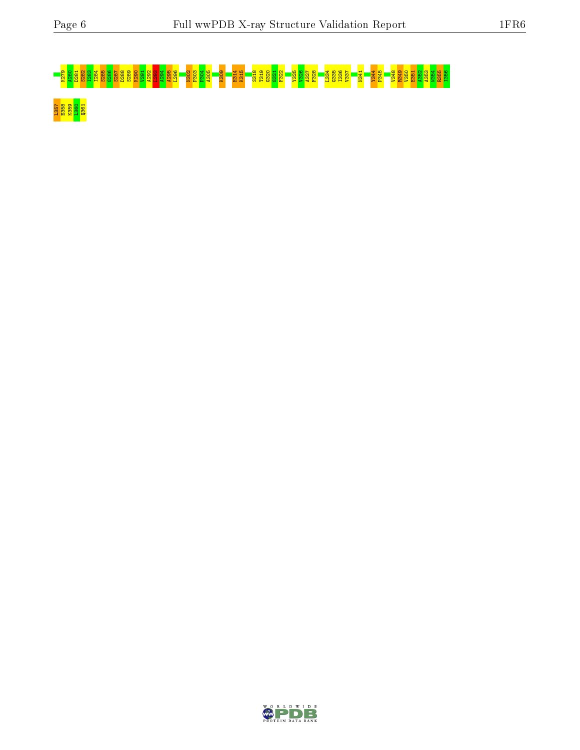K279 A280 D281 S282 I283 I284 S285 G286 S287 D288 S289 K290 V291 A292 I293 A294 K295 L296 N302 F303 F304 A305 K309 H314 K315 S318 T319 G320 G321 F322 V325 V326 A327 F328 L334 G335 I336 V337 N341 Y344 P345 V348 R349 V350 E351 A352 A353 W354 R355 I356

L357 E358 K359 L360 Q361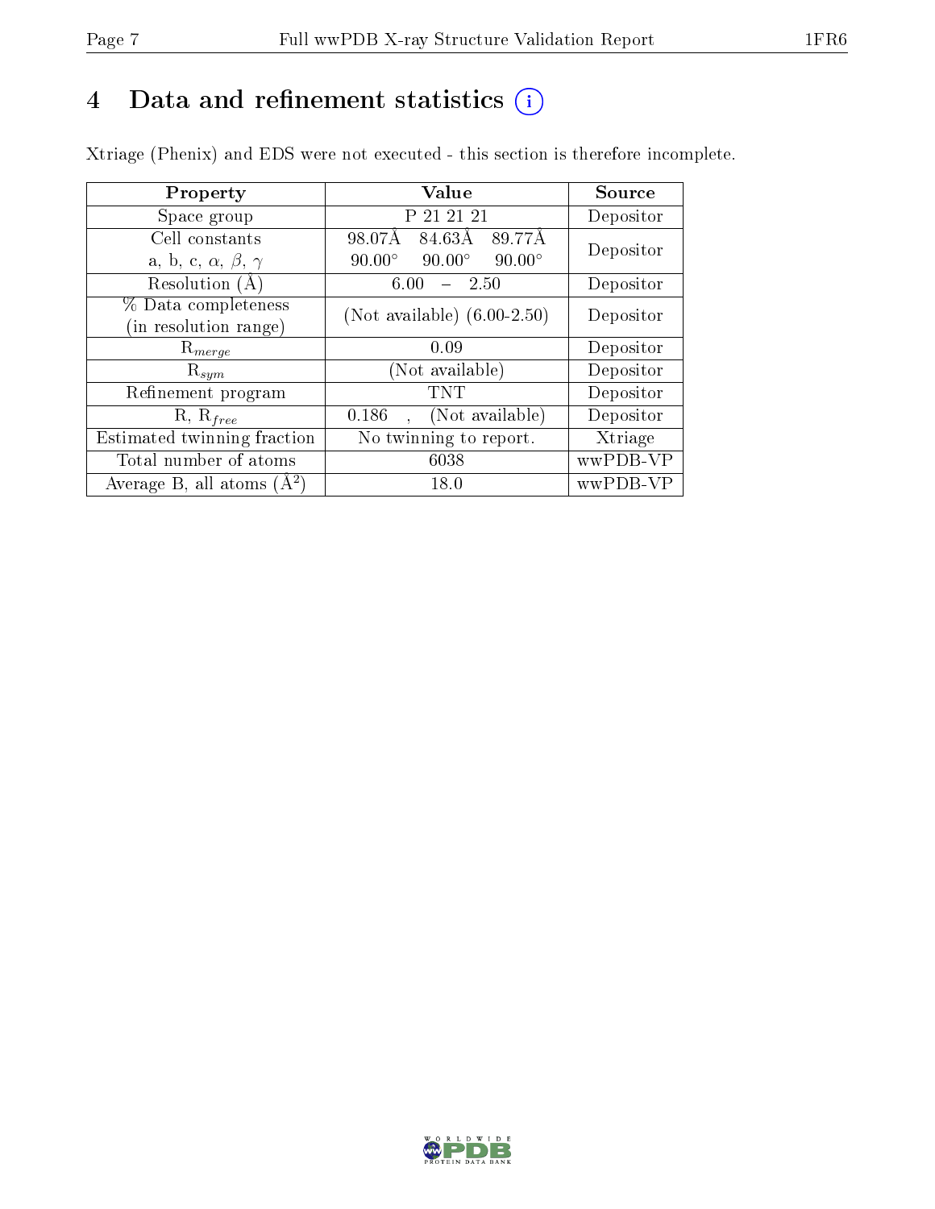# 4 Data and refinement statistics

Xtriage (Phenix) and EDS were not executed - this section is therefore incomplete.

| Property | Value | Source |
|---|---|---|
| Space group | P 21 21 21 | Depositor |
| Cell constants<br>a, b, c, $\alpha$, $\beta$, $\gamma$ | 98.07Å 84.63Å 89.77Å<br>90.00° 90.00° 90.00° | Depositor |
| Resolution (Å) | 6.00 – 2.50 | Depositor |
| % Data completeness<br>(in resolution range) | (Not available) (6.00-2.50) | Depositor |
| $R_{merge}$ | 0.09 | Depositor |
| $R_{sym}$ | (Not available) | Depositor |
| Refinement program | TNT | Depositor |
| R, $R_{free}$ | 0.186 , (Not available) | Depositor |
| Estimated twinning fraction | No twinning to report. | Xtriage |
| Total number of atoms | 6038 | wwPDB-VP |
| Average B, all atoms (Å$^2$) | 18.0 | wwPDB-VP |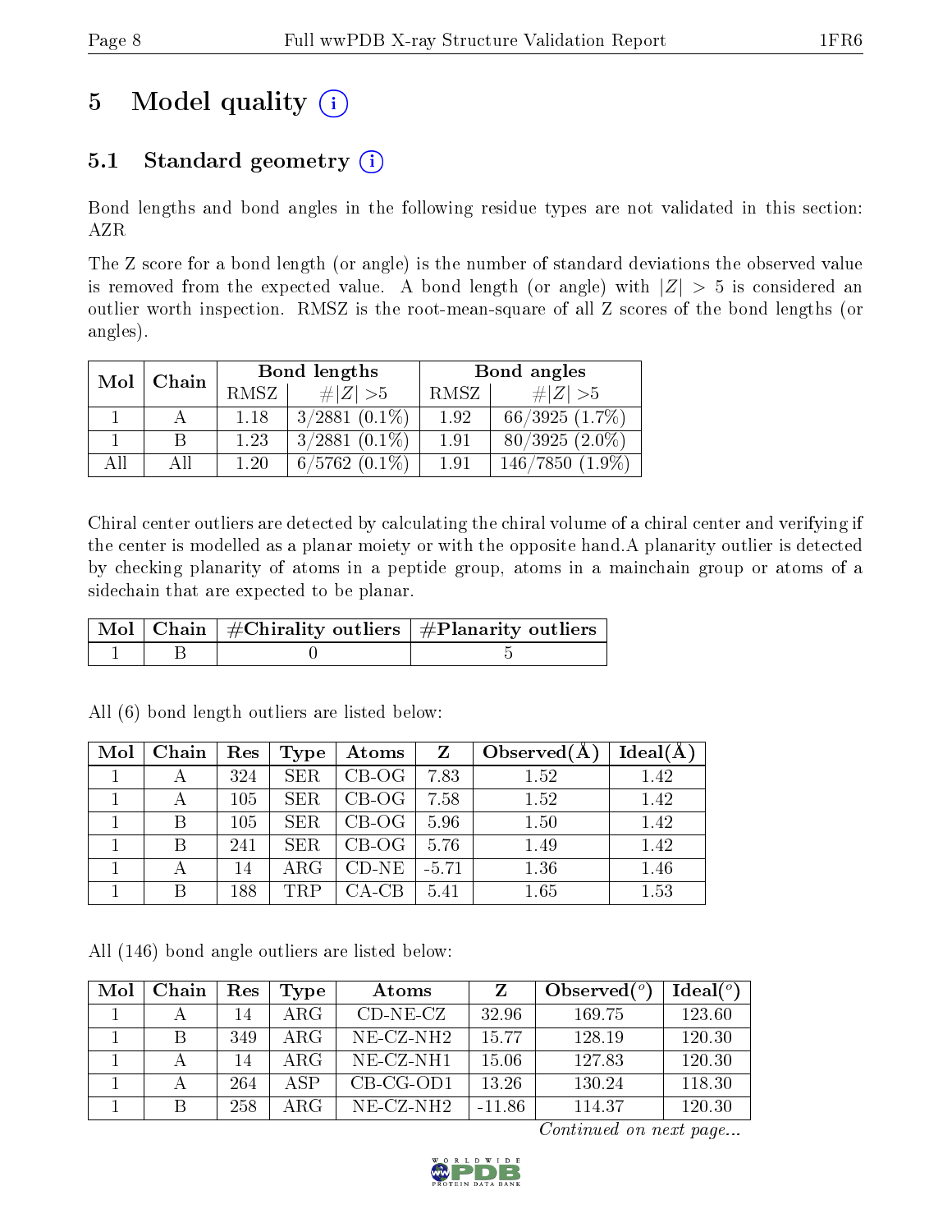# 5 Model quality (i)

## 5.1 Standard geometry (i)

Bond lengths and bond angles in the following residue types are not validated in this section: AZR

The Z score for a bond length (or angle) is the number of standard deviations the observed value is removed from the expected value. A bond length (or angle) with $|Z| > 5$ is considered an outlier worth inspection. RMSZ is the root-mean-square of all Z scores of the bond lengths (or angles).

| Mol | Chain | Bond lengths | | Bond angles | |
|---|---|---|---|---|---|
| | | RMSZ | $\#\|Z\| > 5$ | RMSZ | $\#\|Z\| > 5$ |
| 1 | A | 1.18 | 3/2881 (0.1%) | 1.92 | 66/3925 (1.7%) |
| 1 | B | 1.23 | 3/2881 (0.1%) | 1.91 | 80/3925 (2.0%) |
| All | All | 1.20 | 6/5762 (0.1%) | 1.91 | 146/7850 (1.9%) |

Chiral center outliers are detected by calculating the chiral volume of a chiral center and verifying if the center is modelled as a planar moiety or with the opposite hand.A planarity outlier is detected by checking planarity of atoms in a peptide group, atoms in a mainchain group or atoms of a sidechain that are expected to be planar.

| Mol | Chain | #Chirality outliers | #Planarity outliers |
|---|---|---|---|
| 1 | B | 0 | 5 |

All (6) bond length outliers are listed below:

| Mol | Chain | Res | Type | Atoms | Z | Observed(Å) | Ideal(Å) |
|---|---|---|---|---|---|---|---|
| 1 | A | 324 | SER | CB-OG | 7.83 | 1.52 | 1.42 |
| 1 | A | 105 | SER | CB-OG | 7.58 | 1.52 | 1.42 |
| 1 | B | 105 | SER | CB-OG | 5.96 | 1.50 | 1.42 |
| 1 | B | 241 | SER | CB-OG | 5.76 | 1.49 | 1.42 |
| 1 | A | 14 | ARG | CD-NE | -5.71 | 1.36 | 1.46 |
| 1 | B | 188 | TRP | CA-CB | 5.41 | 1.65 | 1.53 |

All (146) bond angle outliers are listed below:

| Mol | Chain | Res | Type | Atoms | Z | Observed(°) | Ideal(°) |
|---|---|---|---|---|---|---|---|
| 1 | A | 14 | ARG | CD-NE-CZ | 32.96 | 169.75 | 123.60 |
| 1 | B | 349 | ARG | NE-CZ-NH2 | 15.77 | 128.19 | 120.30 |
| 1 | A | 14 | ARG | NE-CZ-NH1 | 15.06 | 127.83 | 120.30 |
| 1 | A | 264 | ASP | CB-CG-OD1 | 13.26 | 130.24 | 118.30 |
| 1 | B | 258 | ARG | NE-CZ-NH2 | -11.86 | 114.37 | 120.30 |

*Continued on next page...*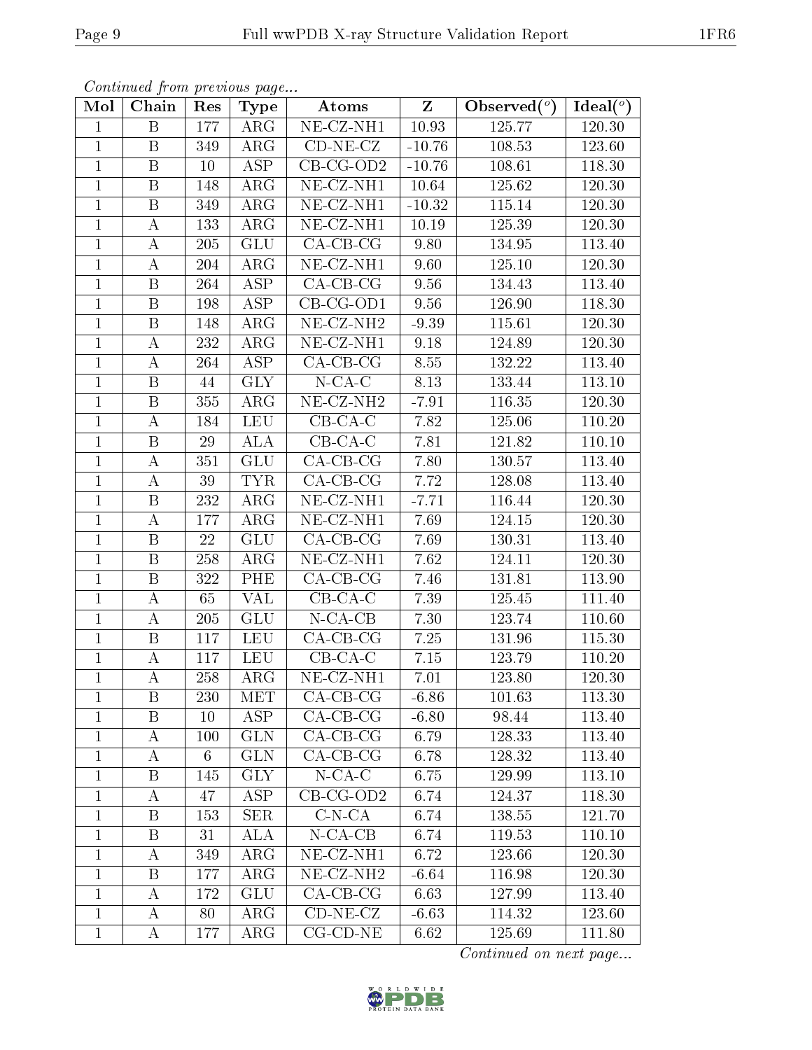*Continued from previous page...*

| Mol | Chain | Res | Type | Atoms | Z | Observed(°) | Ideal(°) |
|---|---|---|---|---|---|---|---|
| 1 | B | 177 | ARG | NE-CZ-NH1 | 10.93 | 125.77 | 120.30 |
| 1 | B | 349 | ARG | CD-NE-CZ | -10.76 | 108.53 | 123.60 |
| 1 | B | 10 | ASP | CB-CG-OD2 | -10.76 | 108.61 | 118.30 |
| 1 | B | 148 | ARG | NE-CZ-NH1 | 10.64 | 125.62 | 120.30 |
| 1 | B | 349 | ARG | NE-CZ-NH1 | -10.32 | 115.14 | 120.30 |
| 1 | A | 133 | ARG | NE-CZ-NH1 | 10.19 | 125.39 | 120.30 |
| 1 | A | 205 | GLU | CA-CB-CG | 9.80 | 134.95 | 113.40 |
| 1 | A | 204 | ARG | NE-CZ-NH1 | 9.60 | 125.10 | 120.30 |
| 1 | B | 264 | ASP | CA-CB-CG | 9.56 | 134.43 | 113.40 |
| 1 | B | 198 | ASP | CB-CG-OD1 | 9.56 | 126.90 | 118.30 |
| 1 | B | 148 | ARG | NE-CZ-NH2 | -9.39 | 115.61 | 120.30 |
| 1 | A | 232 | ARG | NE-CZ-NH1 | 9.18 | 124.89 | 120.30 |
| 1 | A | 264 | ASP | CA-CB-CG | 8.55 | 132.22 | 113.40 |
| 1 | B | 44 | GLY | N-CA-C | 8.13 | 133.44 | 113.10 |
| 1 | B | 355 | ARG | NE-CZ-NH2 | -7.91 | 116.35 | 120.30 |
| 1 | A | 184 | LEU | CB-CA-C | 7.82 | 125.06 | 110.20 |
| 1 | B | 29 | ALA | CB-CA-C | 7.81 | 121.82 | 110.10 |
| 1 | A | 351 | GLU | CA-CB-CG | 7.80 | 130.57 | 113.40 |
| 1 | A | 39 | TYR | CA-CB-CG | 7.72 | 128.08 | 113.40 |
| 1 | B | 232 | ARG | NE-CZ-NH1 | -7.71 | 116.44 | 120.30 |
| 1 | A | 177 | ARG | NE-CZ-NH1 | 7.69 | 124.15 | 120.30 |
| 1 | B | 22 | GLU | CA-CB-CG | 7.69 | 130.31 | 113.40 |
| 1 | B | 258 | ARG | NE-CZ-NH1 | 7.62 | 124.11 | 120.30 |
| 1 | B | 322 | PHE | CA-CB-CG | 7.46 | 131.81 | 113.90 |
| 1 | A | 65 | VAL | CB-CA-C | 7.39 | 125.45 | 111.40 |
| 1 | A | 205 | GLU | N-CA-CB | 7.30 | 123.74 | 110.60 |
| 1 | B | 117 | LEU | CA-CB-CG | 7.25 | 131.96 | 115.30 |
| 1 | A | 117 | LEU | CB-CA-C | 7.15 | 123.79 | 110.20 |
| 1 | A | 258 | ARG | NE-CZ-NH1 | 7.01 | 123.80 | 120.30 |
| 1 | B | 230 | MET | CA-CB-CG | -6.86 | 101.63 | 113.30 |
| 1 | B | 10 | ASP | CA-CB-CG | -6.80 | 98.44 | 113.40 |
| 1 | A | 100 | GLN | CA-CB-CG | 6.79 | 128.33 | 113.40 |
| 1 | A | 6 | GLN | CA-CB-CG | 6.78 | 128.32 | 113.40 |
| 1 | B | 145 | GLY | N-CA-C | 6.75 | 129.99 | 113.10 |
| 1 | A | 47 | ASP | CB-CG-OD2 | 6.74 | 124.37 | 118.30 |
| 1 | B | 153 | SER | C-N-CA | 6.74 | 138.55 | 121.70 |
| 1 | B | 31 | ALA | N-CA-CB | 6.74 | 119.53 | 110.10 |
| 1 | A | 349 | ARG | NE-CZ-NH1 | 6.72 | 123.66 | 120.30 |
| 1 | B | 177 | ARG | NE-CZ-NH2 | -6.64 | 116.98 | 120.30 |
| 1 | A | 172 | GLU | CA-CB-CG | 6.63 | 127.99 | 113.40 |
| 1 | A | 80 | ARG | CD-NE-CZ | -6.63 | 114.32 | 123.60 |
| 1 | A | 177 | ARG | CG-CD-NE | 6.62 | 125.69 | 111.80 |

*Continued on next page...*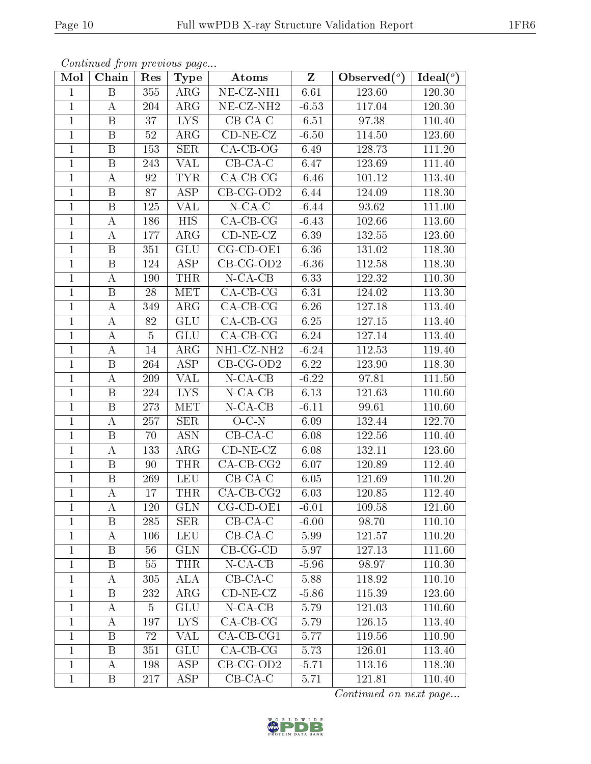*Continued from previous page...*

| Mol | Chain | Res | Type | Atoms | Z | Observed(°) | Ideal(°) |
|---|---|---|---|---|---|---|---|
| 1 | B | 355 | ARG | NE-CZ-NH1 | 6.61 | 123.60 | 120.30 |
| 1 | A | 204 | ARG | NE-CZ-NH2 | -6.53 | 117.04 | 120.30 |
| 1 | B | 37 | LYS | CB-CA-C | -6.51 | 97.38 | 110.40 |
| 1 | B | 52 | ARG | CD-NE-CZ | -6.50 | 114.50 | 123.60 |
| 1 | B | 153 | SER | CA-CB-OG | 6.49 | 128.73 | 111.20 |
| 1 | B | 243 | VAL | CB-CA-C | 6.47 | 123.69 | 111.40 |
| 1 | A | 92 | TYR | CA-CB-CG | -6.46 | 101.12 | 113.40 |
| 1 | B | 87 | ASP | CB-CG-OD2 | 6.44 | 124.09 | 118.30 |
| 1 | B | 125 | VAL | N-CA-C | -6.44 | 93.62 | 111.00 |
| 1 | A | 186 | HIS | CA-CB-CG | -6.43 | 102.66 | 113.60 |
| 1 | A | 177 | ARG | CD-NE-CZ | 6.39 | 132.55 | 123.60 |
| 1 | B | 351 | GLU | CG-CD-OE1 | 6.36 | 131.02 | 118.30 |
| 1 | B | 124 | ASP | CB-CG-OD2 | -6.36 | 112.58 | 118.30 |
| 1 | A | 190 | THR | N-CA-CB | 6.33 | 122.32 | 110.30 |
| 1 | B | 28 | MET | CA-CB-CG | 6.31 | 124.02 | 113.30 |
| 1 | A | 349 | ARG | CA-CB-CG | 6.26 | 127.18 | 113.40 |
| 1 | A | 82 | GLU | CA-CB-CG | 6.25 | 127.15 | 113.40 |
| 1 | A | 5 | GLU | CA-CB-CG | 6.24 | 127.14 | 113.40 |
| 1 | A | 14 | ARG | NH1-CZ-NH2 | -6.24 | 112.53 | 119.40 |
| 1 | B | 264 | ASP | CB-CG-OD2 | 6.22 | 123.90 | 118.30 |
| 1 | A | 209 | VAL | N-CA-CB | -6.22 | 97.81 | 111.50 |
| 1 | B | 224 | LYS | N-CA-CB | 6.13 | 121.63 | 110.60 |
| 1 | B | 273 | MET | N-CA-CB | -6.11 | 99.61 | 110.60 |
| 1 | A | 257 | SER | O-C-N | 6.09 | 132.44 | 122.70 |
| 1 | B | 70 | ASN | CB-CA-C | 6.08 | 122.56 | 110.40 |
| 1 | A | 133 | ARG | CD-NE-CZ | 6.08 | 132.11 | 123.60 |
| 1 | B | 90 | THR | CA-CB-CG2 | 6.07 | 120.89 | 112.40 |
| 1 | B | 269 | LEU | CB-CA-C | 6.05 | 121.69 | 110.20 |
| 1 | A | 17 | THR | CA-CB-CG2 | 6.03 | 120.85 | 112.40 |
| 1 | A | 120 | GLN | CG-CD-OE1 | -6.01 | 109.58 | 121.60 |
| 1 | B | 285 | SER | CB-CA-C | -6.00 | 98.70 | 110.10 |
| 1 | A | 106 | LEU | CB-CA-C | 5.99 | 121.57 | 110.20 |
| 1 | B | 56 | GLN | CB-CG-CD | 5.97 | 127.13 | 111.60 |
| 1 | B | 55 | THR | N-CA-CB | -5.96 | 98.97 | 110.30 |
| 1 | A | 305 | ALA | CB-CA-C | 5.88 | 118.92 | 110.10 |
| 1 | B | 232 | ARG | CD-NE-CZ | -5.86 | 115.39 | 123.60 |
| 1 | A | 5 | GLU | N-CA-CB | 5.79 | 121.03 | 110.60 |
| 1 | A | 197 | LYS | CA-CB-CG | 5.79 | 126.15 | 113.40 |
| 1 | B | 72 | VAL | CA-CB-CG1 | 5.77 | 119.56 | 110.90 |
| 1 | B | 351 | GLU | CA-CB-CG | 5.73 | 126.01 | 113.40 |
| 1 | A | 198 | ASP | CB-CG-OD2 | -5.71 | 113.16 | 118.30 |
| 1 | B | 217 | ASP | CB-CA-C | 5.71 | 121.81 | 110.40 |

*Continued on next page...*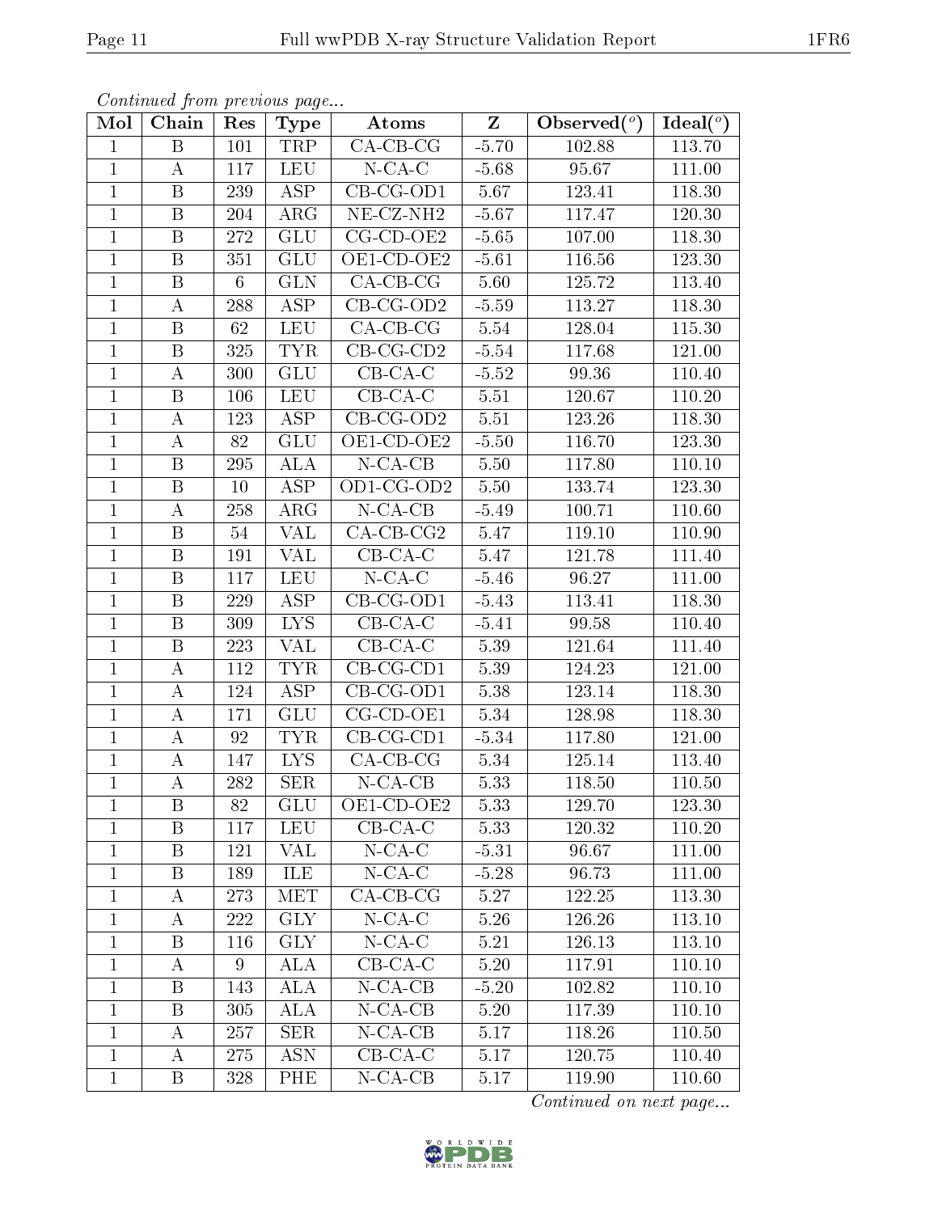*Continued from previous page...*

| Mol | Chain | Res | Type | Atoms | Z | Observed(°) | Ideal(°) |
|---|---|---|---|---|---|---|---|
| 1 | B | 101 | TRP | CA-CB-CG | -5.70 | 102.88 | 113.70 |
| 1 | A | 117 | LEU | N-CA-C | -5.68 | 95.67 | 111.00 |
| 1 | B | 239 | ASP | CB-CG-OD1 | 5.67 | 123.41 | 118.30 |
| 1 | B | 204 | ARG | NE-CZ-NH2 | -5.67 | 117.47 | 120.30 |
| 1 | B | 272 | GLU | CG-CD-OE2 | -5.65 | 107.00 | 118.30 |
| 1 | B | 351 | GLU | OE1-CD-OE2 | -5.61 | 116.56 | 123.30 |
| 1 | B | 6 | GLN | CA-CB-CG | 5.60 | 125.72 | 113.40 |
| 1 | A | 288 | ASP | CB-CG-OD2 | -5.59 | 113.27 | 118.30 |
| 1 | B | 62 | LEU | CA-CB-CG | 5.54 | 128.04 | 115.30 |
| 1 | B | 325 | TYR | CB-CG-CD2 | -5.54 | 117.68 | 121.00 |
| 1 | A | 300 | GLU | CB-CA-C | -5.52 | 99.36 | 110.40 |
| 1 | B | 106 | LEU | CB-CA-C | 5.51 | 120.67 | 110.20 |
| 1 | A | 123 | ASP | CB-CG-OD2 | 5.51 | 123.26 | 118.30 |
| 1 | A | 82 | GLU | OE1-CD-OE2 | -5.50 | 116.70 | 123.30 |
| 1 | B | 295 | ALA | N-CA-CB | 5.50 | 117.80 | 110.10 |
| 1 | B | 10 | ASP | OD1-CG-OD2 | 5.50 | 133.74 | 123.30 |
| 1 | A | 258 | ARG | N-CA-CB | -5.49 | 100.71 | 110.60 |
| 1 | B | 54 | VAL | CA-CB-CG2 | 5.47 | 119.10 | 110.90 |
| 1 | B | 191 | VAL | CB-CA-C | 5.47 | 121.78 | 111.40 |
| 1 | B | 117 | LEU | N-CA-C | -5.46 | 96.27 | 111.00 |
| 1 | B | 229 | ASP | CB-CG-OD1 | -5.43 | 113.41 | 118.30 |
| 1 | B | 309 | LYS | CB-CA-C | -5.41 | 99.58 | 110.40 |
| 1 | B | 223 | VAL | CB-CA-C | 5.39 | 121.64 | 111.40 |
| 1 | A | 112 | TYR | CB-CG-CD1 | 5.39 | 124.23 | 121.00 |
| 1 | A | 124 | ASP | CB-CG-OD1 | 5.38 | 123.14 | 118.30 |
| 1 | A | 171 | GLU | CG-CD-OE1 | 5.34 | 128.98 | 118.30 |
| 1 | A | 92 | TYR | CB-CG-CD1 | -5.34 | 117.80 | 121.00 |
| 1 | A | 147 | LYS | CA-CB-CG | 5.34 | 125.14 | 113.40 |
| 1 | A | 282 | SER | N-CA-CB | 5.33 | 118.50 | 110.50 |
| 1 | B | 82 | GLU | OE1-CD-OE2 | 5.33 | 129.70 | 123.30 |
| 1 | B | 117 | LEU | CB-CA-C | 5.33 | 120.32 | 110.20 |
| 1 | B | 121 | VAL | N-CA-C | -5.31 | 96.67 | 111.00 |
| 1 | B | 189 | ILE | N-CA-C | -5.28 | 96.73 | 111.00 |
| 1 | A | 273 | MET | CA-CB-CG | 5.27 | 122.25 | 113.30 |
| 1 | A | 222 | GLY | N-CA-C | 5.26 | 126.26 | 113.10 |
| 1 | B | 116 | GLY | N-CA-C | 5.21 | 126.13 | 113.10 |
| 1 | A | 9 | ALA | CB-CA-C | 5.20 | 117.91 | 110.10 |
| 1 | B | 143 | ALA | N-CA-CB | -5.20 | 102.82 | 110.10 |
| 1 | B | 305 | ALA | N-CA-CB | 5.20 | 117.39 | 110.10 |
| 1 | A | 257 | SER | N-CA-CB | 5.17 | 118.26 | 110.50 |
| 1 | A | 275 | ASN | CB-CA-C | 5.17 | 120.75 | 110.40 |
| 1 | B | 328 | PHE | N-CA-CB | 5.17 | 119.90 | 110.60 |

*Continued on next page...*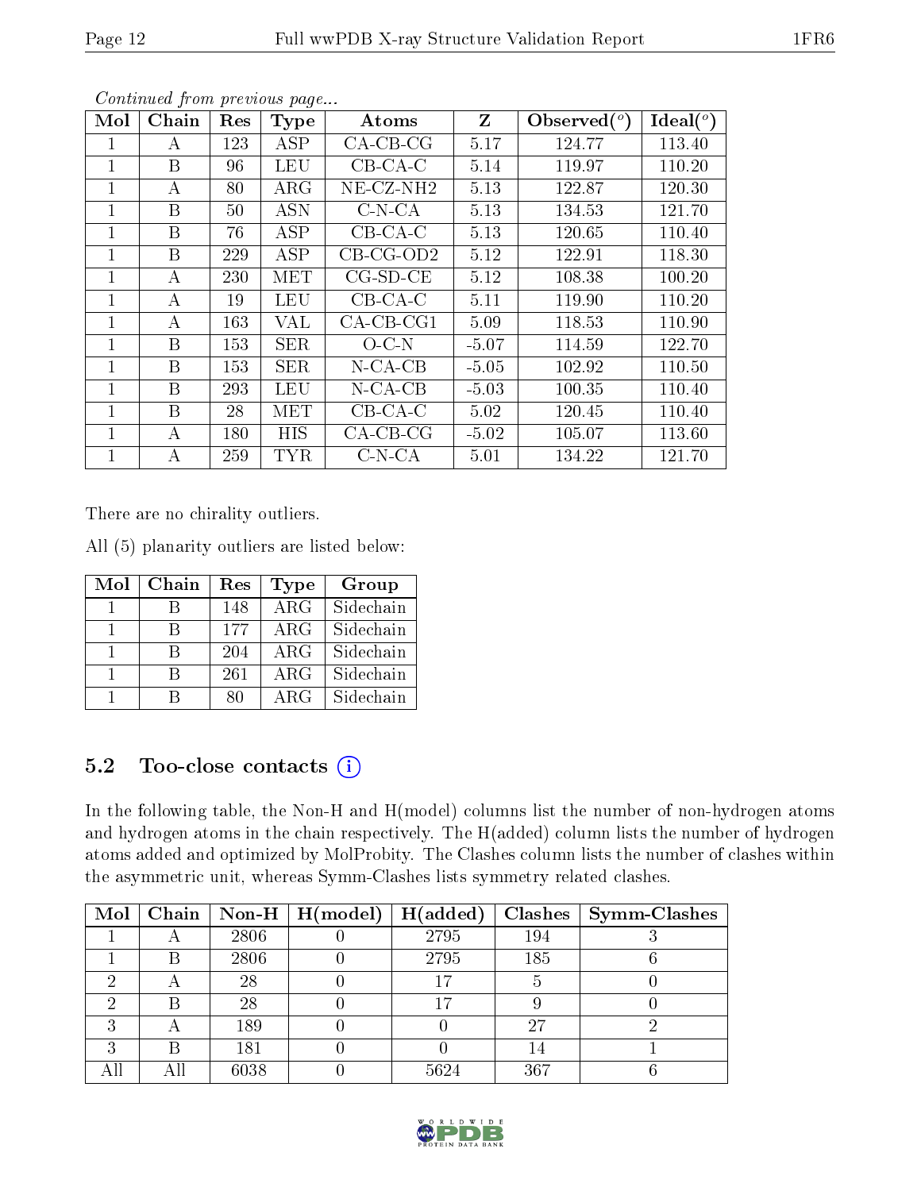*Continued from previous page...*

| Mol | Chain | Res | Type | Atoms | Z | Observed(°) | Ideal(°) |
|---|---|---|---|---|---|---|---|
| 1 | A | 123 | ASP | CA-CB-CG | 5.17 | 124.77 | 113.40 |
| 1 | B | 96 | LEU | CB-CA-C | 5.14 | 119.97 | 110.20 |
| 1 | A | 80 | ARG | NE-CZ-NH2 | 5.13 | 122.87 | 120.30 |
| 1 | B | 50 | ASN | C-N-CA | 5.13 | 134.53 | 121.70 |
| 1 | B | 76 | ASP | CB-CA-C | 5.13 | 120.65 | 110.40 |
| 1 | B | 229 | ASP | CB-CG-OD2 | 5.12 | 122.91 | 118.30 |
| 1 | A | 230 | MET | CG-SD-CE | 5.12 | 108.38 | 100.20 |
| 1 | A | 19 | LEU | CB-CA-C | 5.11 | 119.90 | 110.20 |
| 1 | A | 163 | VAL | CA-CB-CG1 | 5.09 | 118.53 | 110.90 |
| 1 | B | 153 | SER | O-C-N | -5.07 | 114.59 | 122.70 |
| 1 | B | 153 | SER | N-CA-CB | -5.05 | 102.92 | 110.50 |
| 1 | B | 293 | LEU | N-CA-CB | -5.03 | 100.35 | 110.40 |
| 1 | B | 28 | MET | CB-CA-C | 5.02 | 120.45 | 110.40 |
| 1 | A | 180 | HIS | CA-CB-CG | -5.02 | 105.07 | 113.60 |
| 1 | A | 259 | TYR | C-N-CA | 5.01 | 134.22 | 121.70 |

There are no chirality outliers.

All (5) planarity outliers are listed below:

| Mol | Chain | Res | Type | Group |
|---|---|---|---|---|
| 1 | B | 148 | ARG | Sidechain |
| 1 | B | 177 | ARG | Sidechain |
| 1 | B | 204 | ARG | Sidechain |
| 1 | B | 261 | ARG | Sidechain |
| 1 | B | 80 | ARG | Sidechain |

## 5.2 Too-close contacts

In the following table, the Non-H and H(model) columns list the number of non-hydrogen atoms and hydrogen atoms in the chain respectively. The H(added) column lists the number of hydrogen atoms added and optimized by MolProbity. The Clashes column lists the number of clashes within the asymmetric unit, whereas Symm-Clashes lists symmetry related clashes.

| Mol | Chain | Non-H | H(model) | H(added) | Clashes | Symm-Clashes |
|---|---|---|---|---|---|---|
| 1 | A | 2806 | 0 | 2795 | 194 | 3 |
| 1 | B | 2806 | 0 | 2795 | 185 | 6 |
| 2 | A | 28 | 0 | 17 | 5 | 0 |
| 2 | B | 28 | 0 | 17 | 9 | 0 |
| 3 | A | 189 | 0 | 0 | 27 | 2 |
| 3 | B | 181 | 0 | 0 | 14 | 1 |
| All | All | 6038 | 0 | 5624 | 367 | 6 |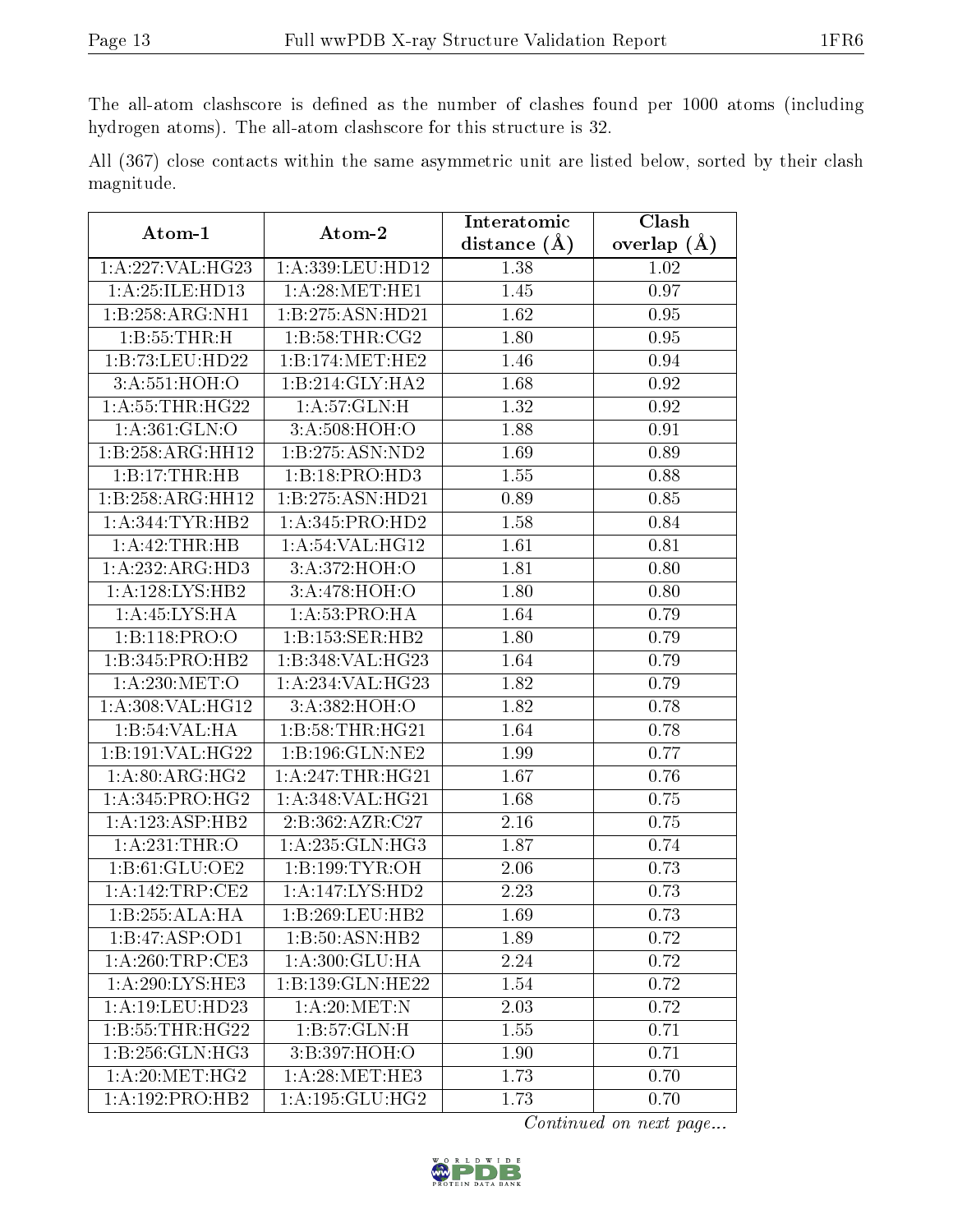The all-atom clashscore is defined as the number of clashes found per 1000 atoms (including hydrogen atoms). The all-atom clashscore for this structure is 32.

All (367) close contacts within the same asymmetric unit are listed below, sorted by their clash magnitude.

| Atom-1 | Atom-2 | Interatomic distance (Å) | Clash overlap (Å) |
|---|---|---|---|
| 1:A:227:VAL:HG23 | 1:A:339:LEU:HD12 | 1.38 | 1.02 |
| 1:A:25:ILE:HD13 | 1:A:28:MET:HE1 | 1.45 | 0.97 |
| 1:B:258:ARG:NH1 | 1:B:275:ASN:HD21 | 1.62 | 0.95 |
| 1:B:55:THR:H | 1:B:58:THR:CG2 | 1.80 | 0.95 |
| 1:B:73:LEU:HD22 | 1:B:174:MET:HE2 | 1.46 | 0.94 |
| 3:A:551:HOH:O | 1:B:214:GLY:HA2 | 1.68 | 0.92 |
| 1:A:55:THR:HG22 | 1:A:57:GLN:H | 1.32 | 0.92 |
| 1:A:361:GLN:O | 3:A:508:HOH:O | 1.88 | 0.91 |
| 1:B:258:ARG:HH12 | 1:B:275:ASN:ND2 | 1.69 | 0.89 |
| 1:B:17:THR:HB | 1:B:18:PRO:HD3 | 1.55 | 0.88 |
| 1:B:258:ARG:HH12 | 1:B:275:ASN:HD21 | 0.89 | 0.85 |
| 1:A:344:TYR:HB2 | 1:A:345:PRO:HD2 | 1.58 | 0.84 |
| 1:A:42:THR:HB | 1:A:54:VAL:HG12 | 1.61 | 0.81 |
| 1:A:232:ARG:HD3 | 3:A:372:HOH:O | 1.81 | 0.80 |
| 1:A:128:LYS:HB2 | 3:A:478:HOH:O | 1.80 | 0.80 |
| 1:A:45:LYS:HA | 1:A:53:PRO:HA | 1.64 | 0.79 |
| 1:B:118:PRO:O | 1:B:153:SER:HB2 | 1.80 | 0.79 |
| 1:B:345:PRO:HB2 | 1:B:348:VAL:HG23 | 1.64 | 0.79 |
| 1:A:230:MET:O | 1:A:234:VAL:HG23 | 1.82 | 0.79 |
| 1:A:308:VAL:HG12 | 3:A:382:HOH:O | 1.82 | 0.78 |
| 1:B:54:VAL:HA | 1:B:58:THR:HG21 | 1.64 | 0.78 |
| 1:B:191:VAL:HG22 | 1:B:196:GLN:NE2 | 1.99 | 0.77 |
| 1:A:80:ARG:HG2 | 1:A:247:THR:HG21 | 1.67 | 0.76 |
| 1:A:345:PRO:HG2 | 1:A:348:VAL:HG21 | 1.68 | 0.75 |
| 1:A:123:ASP:HB2 | 2:B:362:AZR:C27 | 2.16 | 0.75 |
| 1:A:231:THR:O | 1:A:235:GLN:HG3 | 1.87 | 0.74 |
| 1:B:61:GLU:OE2 | 1:B:199:TYR:OH | 2.06 | 0.73 |
| 1:A:142:TRP:CE2 | 1:A:147:LYS:HD2 | 2.23 | 0.73 |
| 1:B:255:ALA:HA | 1:B:269:LEU:HB2 | 1.69 | 0.73 |
| 1:B:47:ASP:OD1 | 1:B:50:ASN:HB2 | 1.89 | 0.72 |
| 1:A:260:TRP:CE3 | 1:A:300:GLU:HA | 2.24 | 0.72 |
| 1:A:290:LYS:HE3 | 1:B:139:GLN:HE22 | 1.54 | 0.72 |
| 1:A:19:LEU:HD23 | 1:A:20:MET:N | 2.03 | 0.72 |
| 1:B:55:THR:HG22 | 1:B:57:GLN:H | 1.55 | 0.71 |
| 1:B:256:GLN:HG3 | 3:B:397:HOH:O | 1.90 | 0.71 |
| 1:A:20:MET:HG2 | 1:A:28:MET:HE3 | 1.73 | 0.70 |
| 1:A:192:PRO:HB2 | 1:A:195:GLU:HG2 | 1.73 | 0.70 |

*Continued on next page...*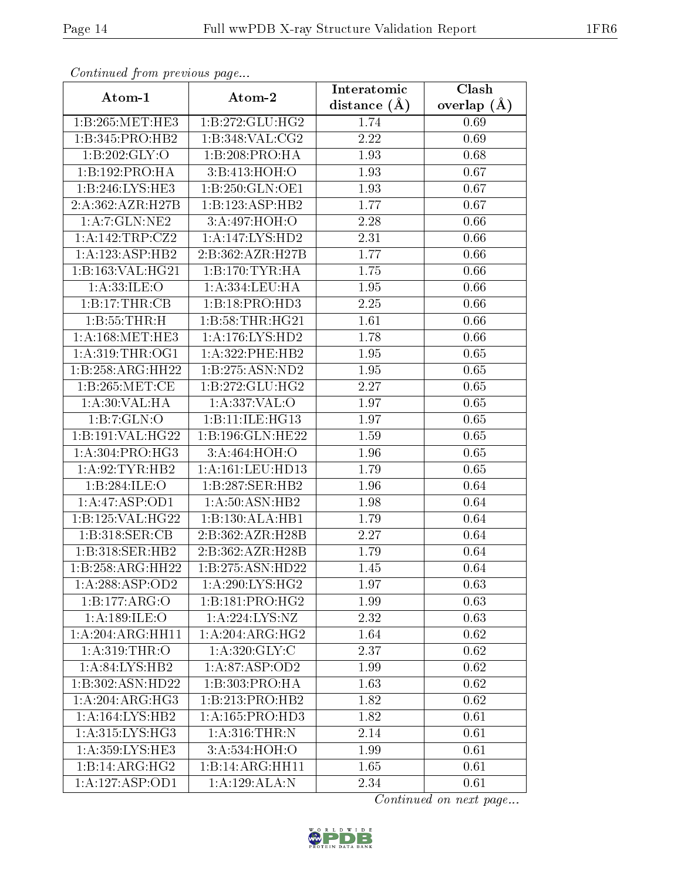*Continued from previous page...*

| Atom-1 | Atom-2 | Interatomic distance (Å) | Clash overlap (Å) |
|---|---|---|---|
| 1:B:265:MET:HE3 | 1:B:272:GLU:HG2 | 1.74 | 0.69 |
| 1:B:345:PRO:HB2 | 1:B:348:VAL:CG2 | 2.22 | 0.69 |
| 1:B:202:GLY:O | 1:B:208:PRO:HA | 1.93 | 0.68 |
| 1:B:192:PRO:HA | 3:B:413:HOH:O | 1.93 | 0.67 |
| 1:B:246:LYS:HE3 | 1:B:250:GLN:OE1 | 1.93 | 0.67 |
| 2:A:362:AZR:H27B | 1:B:123:ASP:HB2 | 1.77 | 0.67 |
| 1:A:7:GLN:NE2 | 3:A:497:HOH:O | 2.28 | 0.66 |
| 1:A:142:TRP:CZ2 | 1:A:147:LYS:HD2 | 2.31 | 0.66 |
| 1:A:123:ASP:HB2 | 2:B:362:AZR:H27B | 1.77 | 0.66 |
| 1:B:163:VAL:HG21 | 1:B:170:TYR:HA | 1.75 | 0.66 |
| 1:A:33:ILE:O | 1:A:334:LEU:HA | 1.95 | 0.66 |
| 1:B:17:THR:CB | 1:B:18:PRO:HD3 | 2.25 | 0.66 |
| 1:B:55:THR:H | 1:B:58:THR:HG21 | 1.61 | 0.66 |
| 1:A:168:MET:HE3 | 1:A:176:LYS:HD2 | 1.78 | 0.66 |
| 1:A:319:THR:OG1 | 1:A:322:PHE:HB2 | 1.95 | 0.65 |
| 1:B:258:ARG:HH22 | 1:B:275:ASN:ND2 | 1.95 | 0.65 |
| 1:B:265:MET:CE | 1:B:272:GLU:HG2 | 2.27 | 0.65 |
| 1:A:30:VAL:HA | 1:A:337:VAL:O | 1.97 | 0.65 |
| 1:B:7:GLN:O | 1:B:11:ILE:HG13 | 1.97 | 0.65 |
| 1:B:191:VAL:HG22 | 1:B:196:GLN:HE22 | 1.59 | 0.65 |
| 1:A:304:PRO:HG3 | 3:A:464:HOH:O | 1.96 | 0.65 |
| 1:A:92:TYR:HB2 | 1:A:161:LEU:HD13 | 1.79 | 0.65 |
| 1:B:284:ILE:O | 1:B:287:SER:HB2 | 1.96 | 0.64 |
| 1:A:47:ASP:OD1 | 1:A:50:ASN:HB2 | 1.98 | 0.64 |
| 1:B:125:VAL:HG22 | 1:B:130:ALA:HB1 | 1.79 | 0.64 |
| 1:B:318:SER:CB | 2:B:362:AZR:H28B | 2.27 | 0.64 |
| 1:B:318:SER:HB2 | 2:B:362:AZR:H28B | 1.79 | 0.64 |
| 1:B:258:ARG:HH22 | 1:B:275:ASN:HD22 | 1.45 | 0.64 |
| 1:A:288:ASP:OD2 | 1:A:290:LYS:HG2 | 1.97 | 0.63 |
| 1:B:177:ARG:O | 1:B:181:PRO:HG2 | 1.99 | 0.63 |
| 1:A:189:ILE:O | 1:A:224:LYS:NZ | 2.32 | 0.63 |
| 1:A:204:ARG:HH11 | 1:A:204:ARG:HG2 | 1.64 | 0.62 |
| 1:A:319:THR:O | 1:A:320:GLY:C | 2.37 | 0.62 |
| 1:A:84:LYS:HB2 | 1:A:87:ASP:OD2 | 1.99 | 0.62 |
| 1:B:302:ASN:HD22 | 1:B:303:PRO:HA | 1.63 | 0.62 |
| 1:A:204:ARG:HG3 | 1:B:213:PRO:HB2 | 1.82 | 0.62 |
| 1:A:164:LYS:HB2 | 1:A:165:PRO:HD3 | 1.82 | 0.61 |
| 1:A:315:LYS:HG3 | 1:A:316:THR:N | 2.14 | 0.61 |
| 1:A:359:LYS:HE3 | 3:A:534:HOH:O | 1.99 | 0.61 |
| 1:B:14:ARG:HG2 | 1:B:14:ARG:HH11 | 1.65 | 0.61 |
| 1:A:127:ASP:OD1 | 1:A:129:ALA:N | 2.34 | 0.61 |

*Continued on next page...*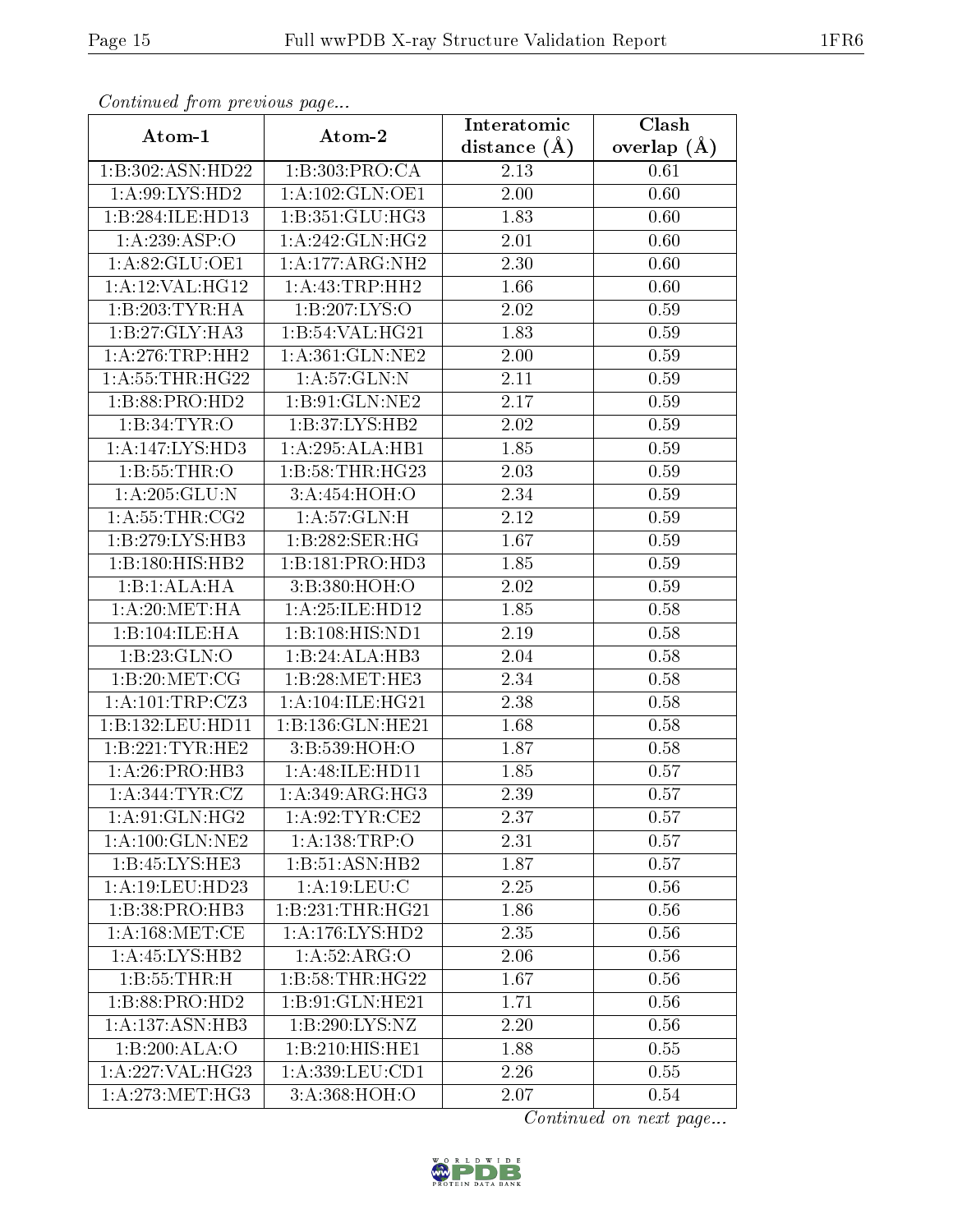*Continued from previous page...*

| Atom-1 | Atom-2 | Interatomic distance (Å) | Clash overlap (Å) |
|---|---|---|---|
| 1:B:302:ASN:HD22 | 1:B:303:PRO:CA | 2.13 | 0.61 |
| 1:A:99:LYS:HD2 | 1:A:102:GLN:OE1 | 2.00 | 0.60 |
| 1:B:284:ILE:HD13 | 1:B:351:GLU:HG3 | 1.83 | 0.60 |
| 1:A:239:ASP:O | 1:A:242:GLN:HG2 | 2.01 | 0.60 |
| 1:A:82:GLU:OE1 | 1:A:177:ARG:NH2 | 2.30 | 0.60 |
| 1:A:12:VAL:HG12 | 1:A:43:TRP:HH2 | 1.66 | 0.60 |
| 1:B:203:TYR:HA | 1:B:207:LYS:O | 2.02 | 0.59 |
| 1:B:27:GLY:HA3 | 1:B:54:VAL:HG21 | 1.83 | 0.59 |
| 1:A:276:TRP:HH2 | 1:A:361:GLN:NE2 | 2.00 | 0.59 |
| 1:A:55:THR:HG22 | 1:A:57:GLN:N | 2.11 | 0.59 |
| 1:B:88:PRO:HD2 | 1:B:91:GLN:NE2 | 2.17 | 0.59 |
| 1:B:34:TYR:O | 1:B:37:LYS:HB2 | 2.02 | 0.59 |
| 1:A:147:LYS:HD3 | 1:A:295:ALA:HB1 | 1.85 | 0.59 |
| 1:B:55:THR:O | 1:B:58:THR:HG23 | 2.03 | 0.59 |
| 1:A:205:GLU:N | 3:A:454:HOH:O | 2.34 | 0.59 |
| 1:A:55:THR:CG2 | 1:A:57:GLN:H | 2.12 | 0.59 |
| 1:B:279:LYS:HB3 | 1:B:282:SER:HG | 1.67 | 0.59 |
| 1:B:180:HIS:HB2 | 1:B:181:PRO:HD3 | 1.85 | 0.59 |
| 1:B:1:ALA:HA | 3:B:380:HOH:O | 2.02 | 0.59 |
| 1:A:20:MET:HA | 1:A:25:ILE:HD12 | 1.85 | 0.58 |
| 1:B:104:ILE:HA | 1:B:108:HIS:ND1 | 2.19 | 0.58 |
| 1:B:23:GLN:O | 1:B:24:ALA:HB3 | 2.04 | 0.58 |
| 1:B:20:MET:CG | 1:B:28:MET:HE3 | 2.34 | 0.58 |
| 1:A:101:TRP:CZ3 | 1:A:104:ILE:HG21 | 2.38 | 0.58 |
| 1:B:132:LEU:HD11 | 1:B:136:GLN:HE21 | 1.68 | 0.58 |
| 1:B:221:TYR:HE2 | 3:B:539:HOH:O | 1.87 | 0.58 |
| 1:A:26:PRO:HB3 | 1:A:48:ILE:HD11 | 1.85 | 0.57 |
| 1:A:344:TYR:CZ | 1:A:349:ARG:HG3 | 2.39 | 0.57 |
| 1:A:91:GLN:HG2 | 1:A:92:TYR:CE2 | 2.37 | 0.57 |
| 1:A:100:GLN:NE2 | 1:A:138:TRP:O | 2.31 | 0.57 |
| 1:B:45:LYS:HE3 | 1:B:51:ASN:HB2 | 1.87 | 0.57 |
| 1:A:19:LEU:HD23 | 1:A:19:LEU:C | 2.25 | 0.56 |
| 1:B:38:PRO:HB3 | 1:B:231:THR:HG21 | 1.86 | 0.56 |
| 1:A:168:MET:CE | 1:A:176:LYS:HD2 | 2.35 | 0.56 |
| 1:A:45:LYS:HB2 | 1:A:52:ARG:O | 2.06 | 0.56 |
| 1:B:55:THR:H | 1:B:58:THR:HG22 | 1.67 | 0.56 |
| 1:B:88:PRO:HD2 | 1:B:91:GLN:HE21 | 1.71 | 0.56 |
| 1:A:137:ASN:HB3 | 1:B:290:LYS:NZ | 2.20 | 0.56 |
| 1:B:200:ALA:O | 1:B:210:HIS:HE1 | 1.88 | 0.55 |
| 1:A:227:VAL:HG23 | 1:A:339:LEU:CD1 | 2.26 | 0.55 |
| 1:A:273:MET:HG3 | 3:A:368:HOH:O | 2.07 | 0.54 |

*Continued on next page...*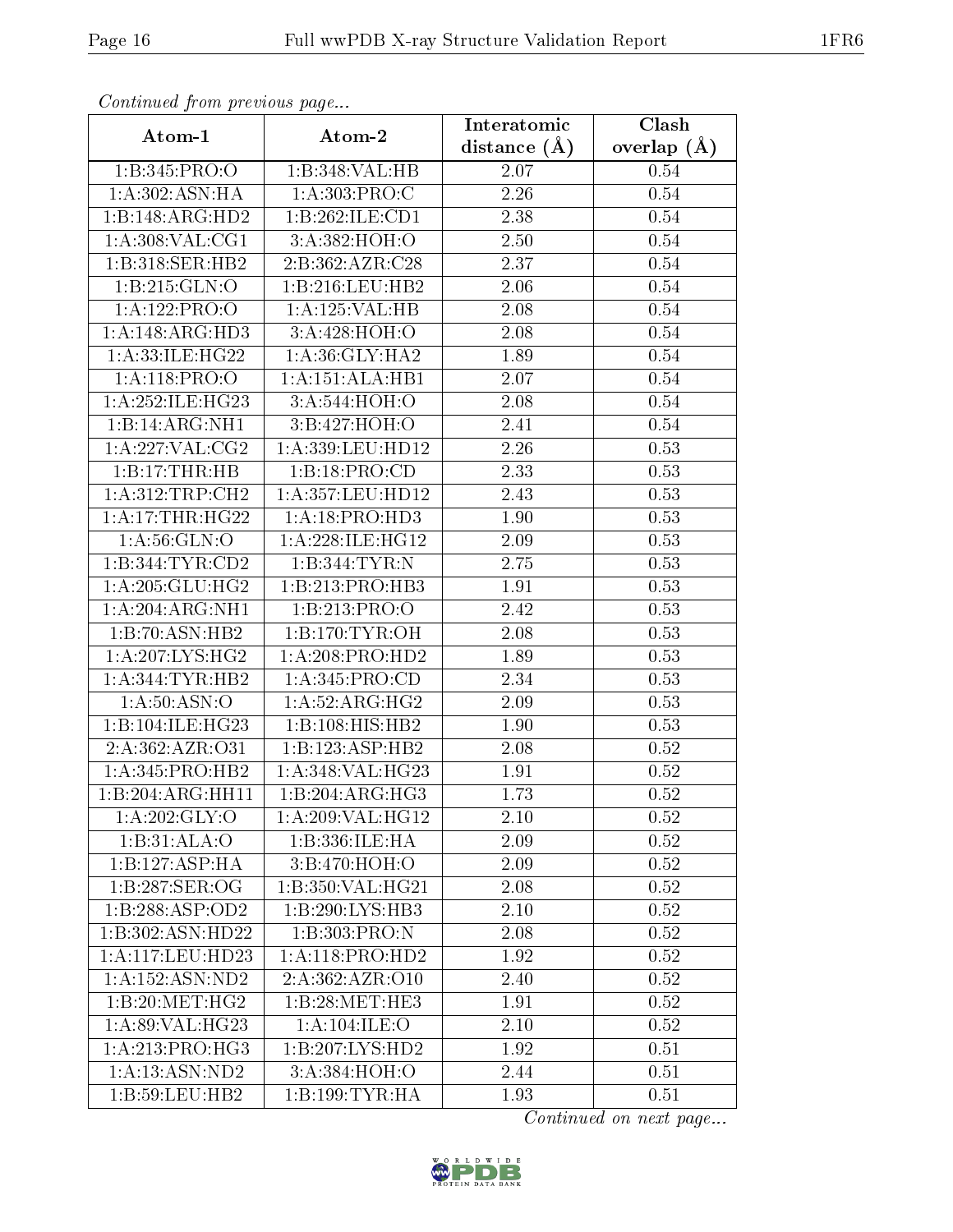*Continued from previous page...*

| Atom-1 | Atom-2 | Interatomic distance (Å) | Clash overlap (Å) |
|---|---|---|---|
| 1:B:345:PRO:O | 1:B:348:VAL:HB | 2.07 | 0.54 |
| 1:A:302:ASN:HA | 1:A:303:PRO:C | 2.26 | 0.54 |
| 1:B:148:ARG:HD2 | 1:B:262:ILE:CD1 | 2.38 | 0.54 |
| 1:A:308:VAL:CG1 | 3:A:382:HOH:O | 2.50 | 0.54 |
| 1:B:318:SER:HB2 | 2:B:362:AZR:C28 | 2.37 | 0.54 |
| 1:B:215:GLN:O | 1:B:216:LEU:HB2 | 2.06 | 0.54 |
| 1:A:122:PRO:O | 1:A:125:VAL:HB | 2.08 | 0.54 |
| 1:A:148:ARG:HD3 | 3:A:428:HOH:O | 2.08 | 0.54 |
| 1:A:33:ILE:HG22 | 1:A:36:GLY:HA2 | 1.89 | 0.54 |
| 1:A:118:PRO:O | 1:A:151:ALA:HB1 | 2.07 | 0.54 |
| 1:A:252:ILE:HG23 | 3:A:544:HOH:O | 2.08 | 0.54 |
| 1:B:14:ARG:NH1 | 3:B:427:HOH:O | 2.41 | 0.54 |
| 1:A:227:VAL:CG2 | 1:A:339:LEU:HD12 | 2.26 | 0.53 |
| 1:B:17:THR:HB | 1:B:18:PRO:CD | 2.33 | 0.53 |
| 1:A:312:TRP:CH2 | 1:A:357:LEU:HD12 | 2.43 | 0.53 |
| 1:A:17:THR:HG22 | 1:A:18:PRO:HD3 | 1.90 | 0.53 |
| 1:A:56:GLN:O | 1:A:228:ILE:HG12 | 2.09 | 0.53 |
| 1:B:344:TYR:CD2 | 1:B:344:TYR:N | 2.75 | 0.53 |
| 1:A:205:GLU:HG2 | 1:B:213:PRO:HB3 | 1.91 | 0.53 |
| 1:A:204:ARG:NH1 | 1:B:213:PRO:O | 2.42 | 0.53 |
| 1:B:70:ASN:HB2 | 1:B:170:TYR:OH | 2.08 | 0.53 |
| 1:A:207:LYS:HG2 | 1:A:208:PRO:HD2 | 1.89 | 0.53 |
| 1:A:344:TYR:HB2 | 1:A:345:PRO:CD | 2.34 | 0.53 |
| 1:A:50:ASN:O | 1:A:52:ARG:HG2 | 2.09 | 0.53 |
| 1:B:104:ILE:HG23 | 1:B:108:HIS:HB2 | 1.90 | 0.53 |
| 2:A:362:AZR:O31 | 1:B:123:ASP:HB2 | 2.08 | 0.52 |
| 1:A:345:PRO:HB2 | 1:A:348:VAL:HG23 | 1.91 | 0.52 |
| 1:B:204:ARG:HH11 | 1:B:204:ARG:HG3 | 1.73 | 0.52 |
| 1:A:202:GLY:O | 1:A:209:VAL:HG12 | 2.10 | 0.52 |
| 1:B:31:ALA:O | 1:B:336:ILE:HA | 2.09 | 0.52 |
| 1:B:127:ASP:HA | 3:B:470:HOH:O | 2.09 | 0.52 |
| 1:B:287:SER:OG | 1:B:350:VAL:HG21 | 2.08 | 0.52 |
| 1:B:288:ASP:OD2 | 1:B:290:LYS:HB3 | 2.10 | 0.52 |
| 1:B:302:ASN:HD22 | 1:B:303:PRO:N | 2.08 | 0.52 |
| 1:A:117:LEU:HD23 | 1:A:118:PRO:HD2 | 1.92 | 0.52 |
| 1:A:152:ASN:ND2 | 2:A:362:AZR:O10 | 2.40 | 0.52 |
| 1:B:20:MET:HG2 | 1:B:28:MET:HE3 | 1.91 | 0.52 |
| 1:A:89:VAL:HG23 | 1:A:104:ILE:O | 2.10 | 0.52 |
| 1:A:213:PRO:HG3 | 1:B:207:LYS:HD2 | 1.92 | 0.51 |
| 1:A:13:ASN:ND2 | 3:A:384:HOH:O | 2.44 | 0.51 |
| 1:B:59:LEU:HB2 | 1:B:199:TYR:HA | 1.93 | 0.51 |

*Continued on next page...*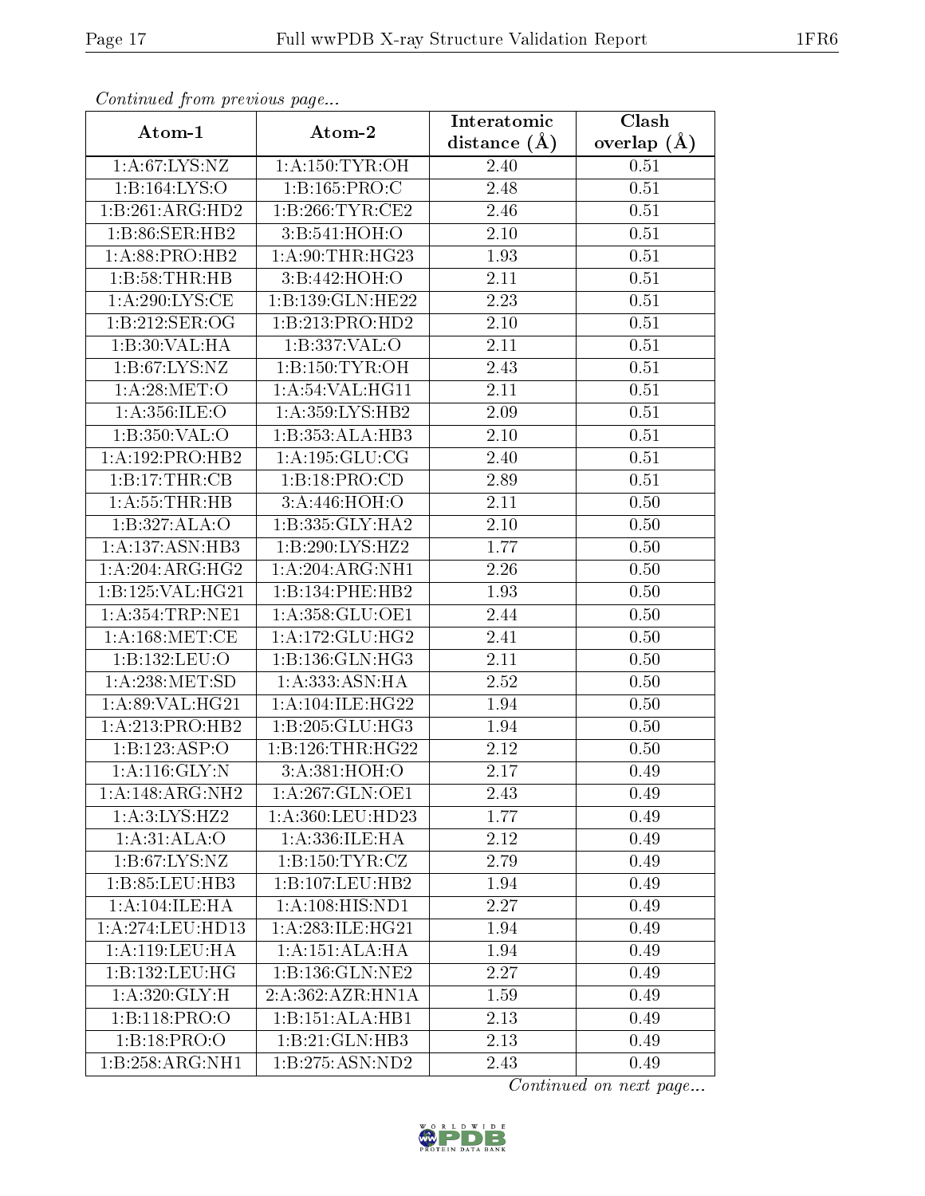*Continued from previous page...*

| Atom-1 | Atom-2 | Interatomic distance (Å) | Clash overlap (Å) |
|---|---|---|---|
| 1:A:67:LYS:NZ | 1:A:150:TYR:OH | 2.40 | 0.51 |
| 1:B:164:LYS:O | 1:B:165:PRO:C | 2.48 | 0.51 |
| 1:B:261:ARG:HD2 | 1:B:266:TYR:CE2 | 2.46 | 0.51 |
| 1:B:86:SER:HB2 | 3:B:541:HOH:O | 2.10 | 0.51 |
| 1:A:88:PRO:HB2 | 1:A:90:THR:HG23 | 1.93 | 0.51 |
| 1:B:58:THR:HB | 3:B:442:HOH:O | 2.11 | 0.51 |
| 1:A:290:LYS:CE | 1:B:139:GLN:HE22 | 2.23 | 0.51 |
| 1:B:212:SER:OG | 1:B:213:PRO:HD2 | 2.10 | 0.51 |
| 1:B:30:VAL:HA | 1:B:337:VAL:O | 2.11 | 0.51 |
| 1:B:67:LYS:NZ | 1:B:150:TYR:OH | 2.43 | 0.51 |
| 1:A:28:MET:O | 1:A:54:VAL:HG11 | 2.11 | 0.51 |
| 1:A:356:ILE:O | 1:A:359:LYS:HB2 | 2.09 | 0.51 |
| 1:B:350:VAL:O | 1:B:353:ALA:HB3 | 2.10 | 0.51 |
| 1:A:192:PRO:HB2 | 1:A:195:GLU:CG | 2.40 | 0.51 |
| 1:B:17:THR:CB | 1:B:18:PRO:CD | 2.89 | 0.51 |
| 1:A:55:THR:HB | 3:A:446:HOH:O | 2.11 | 0.50 |
| 1:B:327:ALA:O | 1:B:335:GLY:HA2 | 2.10 | 0.50 |
| 1:A:137:ASN:HB3 | 1:B:290:LYS:HZ2 | 1.77 | 0.50 |
| 1:A:204:ARG:HG2 | 1:A:204:ARG:NH1 | 2.26 | 0.50 |
| 1:B:125:VAL:HG21 | 1:B:134:PHE:HB2 | 1.93 | 0.50 |
| 1:A:354:TRP:NE1 | 1:A:358:GLU:OE1 | 2.44 | 0.50 |
| 1:A:168:MET:CE | 1:A:172:GLU:HG2 | 2.41 | 0.50 |
| 1:B:132:LEU:O | 1:B:136:GLN:HG3 | 2.11 | 0.50 |
| 1:A:238:MET:SD | 1:A:333:ASN:HA | 2.52 | 0.50 |
| 1:A:89:VAL:HG21 | 1:A:104:ILE:HG22 | 1.94 | 0.50 |
| 1:A:213:PRO:HB2 | 1:B:205:GLU:HG3 | 1.94 | 0.50 |
| 1:B:123:ASP:O | 1:B:126:THR:HG22 | 2.12 | 0.50 |
| 1:A:116:GLY:N | 3:A:381:HOH:O | 2.17 | 0.49 |
| 1:A:148:ARG:NH2 | 1:A:267:GLN:OE1 | 2.43 | 0.49 |
| 1:A:3:LYS:HZ2 | 1:A:360:LEU:HD23 | 1.77 | 0.49 |
| 1:A:31:ALA:O | 1:A:336:ILE:HA | 2.12 | 0.49 |
| 1:B:67:LYS:NZ | 1:B:150:TYR:CZ | 2.79 | 0.49 |
| 1:B:85:LEU:HB3 | 1:B:107:LEU:HB2 | 1.94 | 0.49 |
| 1:A:104:ILE:HA | 1:A:108:HIS:ND1 | 2.27 | 0.49 |
| 1:A:274:LEU:HD13 | 1:A:283:ILE:HG21 | 1.94 | 0.49 |
| 1:A:119:LEU:HA | 1:A:151:ALA:HA | 1.94 | 0.49 |
| 1:B:132:LEU:HG | 1:B:136:GLN:NE2 | 2.27 | 0.49 |
| 1:A:320:GLY:H | 2:A:362:AZR:HN1A | 1.59 | 0.49 |
| 1:B:118:PRO:O | 1:B:151:ALA:HB1 | 2.13 | 0.49 |
| 1:B:18:PRO:O | 1:B:21:GLN:HB3 | 2.13 | 0.49 |
| 1:B:258:ARG:NH1 | 1:B:275:ASN:ND2 | 2.43 | 0.49 |

*Continued on next page...*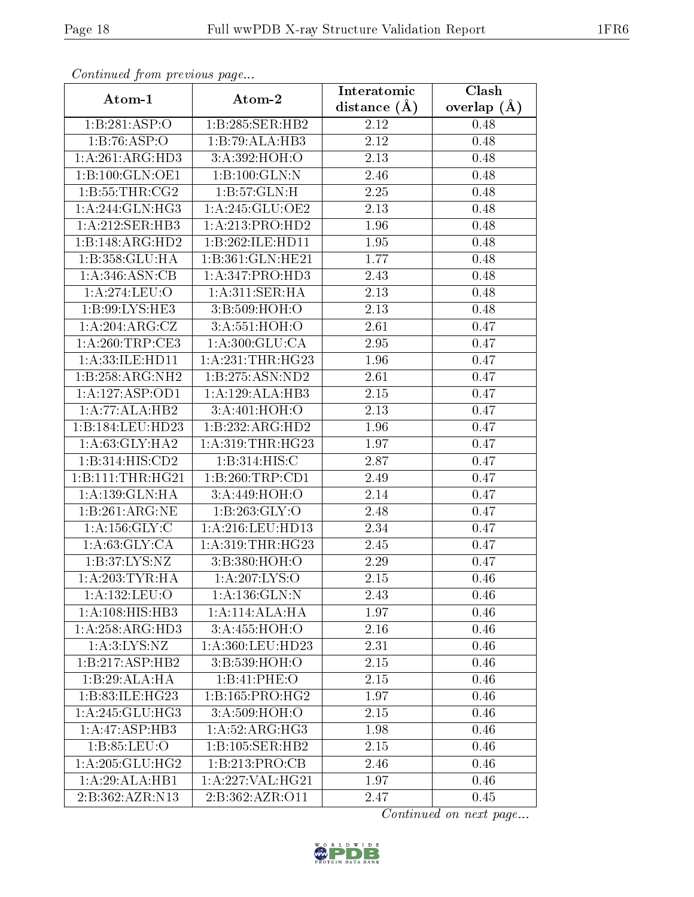*Continued from previous page...*

| Atom-1 | Atom-2 | Interatomic distance (Å) | Clash overlap (Å) |
| --- | --- | --- | --- |
| 1:B:281:ASP:O | 1:B:285:SER:HB2 | 2.12 | 0.48 |
| 1:B:76:ASP:O | 1:B:79:ALA:HB3 | 2.12 | 0.48 |
| 1:A:261:ARG:HD3 | 3:A:392:HOH:O | 2.13 | 0.48 |
| 1:B:100:GLN:OE1 | 1:B:100:GLN:N | 2.46 | 0.48 |
| 1:B:55:THR:CG2 | 1:B:57:GLN:H | 2.25 | 0.48 |
| 1:A:244:GLN:HG3 | 1:A:245:GLU:OE2 | 2.13 | 0.48 |
| 1:A:212:SER:HB3 | 1:A:213:PRO:HD2 | 1.96 | 0.48 |
| 1:B:148:ARG:HD2 | 1:B:262:ILE:HD11 | 1.95 | 0.48 |
| 1:B:358:GLU:HA | 1:B:361:GLN:HE21 | 1.77 | 0.48 |
| 1:A:346:ASN:CB | 1:A:347:PRO:HD3 | 2.43 | 0.48 |
| 1:A:274:LEU:O | 1:A:311:SER:HA | 2.13 | 0.48 |
| 1:B:99:LYS:HE3 | 3:B:509:HOH:O | 2.13 | 0.48 |
| 1:A:204:ARG:CZ | 3:A:551:HOH:O | 2.61 | 0.47 |
| 1:A:260:TRP:CE3 | 1:A:300:GLU:CA | 2.95 | 0.47 |
| 1:A:33:ILE:HD11 | 1:A:231:THR:HG23 | 1.96 | 0.47 |
| 1:B:258:ARG:NH2 | 1:B:275:ASN:ND2 | 2.61 | 0.47 |
| 1:A:127:ASP:OD1 | 1:A:129:ALA:HB3 | 2.15 | 0.47 |
| 1:A:77:ALA:HB2 | 3:A:401:HOH:O | 2.13 | 0.47 |
| 1:B:184:LEU:HD23 | 1:B:232:ARG:HD2 | 1.96 | 0.47 |
| 1:A:63:GLY:HA2 | 1:A:319:THR:HG23 | 1.97 | 0.47 |
| 1:B:314:HIS:CD2 | 1:B:314:HIS:C | 2.87 | 0.47 |
| 1:B:111:THR:HG21 | 1:B:260:TRP:CD1 | 2.49 | 0.47 |
| 1:A:139:GLN:HA | 3:A:449:HOH:O | 2.14 | 0.47 |
| 1:B:261:ARG:NE | 1:B:263:GLY:O | 2.48 | 0.47 |
| 1:A:156:GLY:C | 1:A:216:LEU:HD13 | 2.34 | 0.47 |
| 1:A:63:GLY:CA | 1:A:319:THR:HG23 | 2.45 | 0.47 |
| 1:B:37:LYS:NZ | 3:B:380:HOH:O | 2.29 | 0.47 |
| 1:A:203:TYR:HA | 1:A:207:LYS:O | 2.15 | 0.46 |
| 1:A:132:LEU:O | 1:A:136:GLN:N | 2.43 | 0.46 |
| 1:A:108:HIS:HB3 | 1:A:114:ALA:HA | 1.97 | 0.46 |
| 1:A:258:ARG:HD3 | 3:A:455:HOH:O | 2.16 | 0.46 |
| 1:A:3:LYS:NZ | 1:A:360:LEU:HD23 | 2.31 | 0.46 |
| 1:B:217:ASP:HB2 | 3:B:539:HOH:O | 2.15 | 0.46 |
| 1:B:29:ALA:HA | 1:B:41:PHE:O | 2.15 | 0.46 |
| 1:B:83:ILE:HG23 | 1:B:165:PRO:HG2 | 1.97 | 0.46 |
| 1:A:245:GLU:HG3 | 3:A:509:HOH:O | 2.15 | 0.46 |
| 1:A:47:ASP:HB3 | 1:A:52:ARG:HG3 | 1.98 | 0.46 |
| 1:B:85:LEU:O | 1:B:105:SER:HB2 | 2.15 | 0.46 |
| 1:A:205:GLU:HG2 | 1:B:213:PRO:CB | 2.46 | 0.46 |
| 1:A:29:ALA:HB1 | 1:A:227:VAL:HG21 | 1.97 | 0.46 |
| 2:B:362:AZR:N13 | 2:B:362:AZR:O11 | 2.47 | 0.45 |

*Continued on next page...*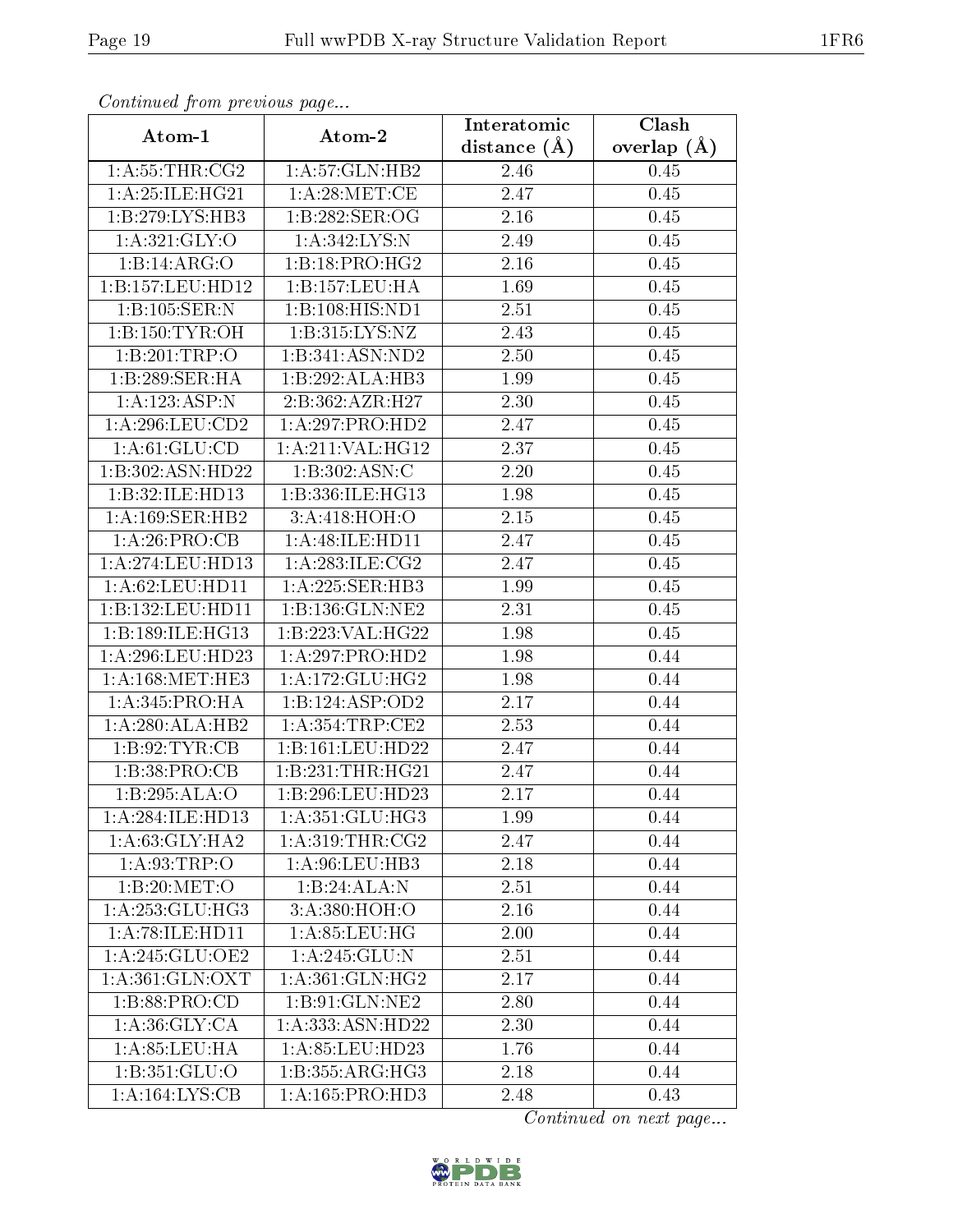*Continued from previous page...*

| Atom-1 | Atom-2 | Interatomic distance (Å) | Clash overlap (Å) |
| --- | --- | --- | --- |
| 1:A:55:THR:CG2 | 1:A:57:GLN:HB2 | 2.46 | 0.45 |
| 1:A:25:ILE:HG21 | 1:A:28:MET:CE | 2.47 | 0.45 |
| 1:B:279:LYS:HB3 | 1:B:282:SER:OG | 2.16 | 0.45 |
| 1:A:321:GLY:O | 1:A:342:LYS:N | 2.49 | 0.45 |
| 1:B:14:ARG:O | 1:B:18:PRO:HG2 | 2.16 | 0.45 |
| 1:B:157:LEU:HD12 | 1:B:157:LEU:HA | 1.69 | 0.45 |
| 1:B:105:SER:N | 1:B:108:HIS:ND1 | 2.51 | 0.45 |
| 1:B:150:TYR:OH | 1:B:315:LYS:NZ | 2.43 | 0.45 |
| 1:B:201:TRP:O | 1:B:341:ASN:ND2 | 2.50 | 0.45 |
| 1:B:289:SER:HA | 1:B:292:ALA:HB3 | 1.99 | 0.45 |
| 1:A:123:ASP:N | 2:B:362:AZR:H27 | 2.30 | 0.45 |
| 1:A:296:LEU:CD2 | 1:A:297:PRO:HD2 | 2.47 | 0.45 |
| 1:A:61:GLU:CD | 1:A:211:VAL:HG12 | 2.37 | 0.45 |
| 1:B:302:ASN:HD22 | 1:B:302:ASN:C | 2.20 | 0.45 |
| 1:B:32:ILE:HD13 | 1:B:336:ILE:HG13 | 1.98 | 0.45 |
| 1:A:169:SER:HB2 | 3:A:418:HOH:O | 2.15 | 0.45 |
| 1:A:26:PRO:CB | 1:A:48:ILE:HD11 | 2.47 | 0.45 |
| 1:A:274:LEU:HD13 | 1:A:283:ILE:CG2 | 2.47 | 0.45 |
| 1:A:62:LEU:HD11 | 1:A:225:SER:HB3 | 1.99 | 0.45 |
| 1:B:132:LEU:HD11 | 1:B:136:GLN:NE2 | 2.31 | 0.45 |
| 1:B:189:ILE:HG13 | 1:B:223:VAL:HG22 | 1.98 | 0.45 |
| 1:A:296:LEU:HD23 | 1:A:297:PRO:HD2 | 1.98 | 0.44 |
| 1:A:168:MET:HE3 | 1:A:172:GLU:HG2 | 1.98 | 0.44 |
| 1:A:345:PRO:HA | 1:B:124:ASP:OD2 | 2.17 | 0.44 |
| 1:A:280:ALA:HB2 | 1:A:354:TRP:CE2 | 2.53 | 0.44 |
| 1:B:92:TYR:CB | 1:B:161:LEU:HD22 | 2.47 | 0.44 |
| 1:B:38:PRO:CB | 1:B:231:THR:HG21 | 2.47 | 0.44 |
| 1:B:295:ALA:O | 1:B:296:LEU:HD23 | 2.17 | 0.44 |
| 1:A:284:ILE:HD13 | 1:A:351:GLU:HG3 | 1.99 | 0.44 |
| 1:A:63:GLY:HA2 | 1:A:319:THR:CG2 | 2.47 | 0.44 |
| 1:A:93:TRP:O | 1:A:96:LEU:HB3 | 2.18 | 0.44 |
| 1:B:20:MET:O | 1:B:24:ALA:N | 2.51 | 0.44 |
| 1:A:253:GLU:HG3 | 3:A:380:HOH:O | 2.16 | 0.44 |
| 1:A:78:ILE:HD11 | 1:A:85:LEU:HG | 2.00 | 0.44 |
| 1:A:245:GLU:OE2 | 1:A:245:GLU:N | 2.51 | 0.44 |
| 1:A:361:GLN:OXT | 1:A:361:GLN:HG2 | 2.17 | 0.44 |
| 1:B:88:PRO:CD | 1:B:91:GLN:NE2 | 2.80 | 0.44 |
| 1:A:36:GLY:CA | 1:A:333:ASN:HD22 | 2.30 | 0.44 |
| 1:A:85:LEU:HA | 1:A:85:LEU:HD23 | 1.76 | 0.44 |
| 1:B:351:GLU:O | 1:B:355:ARG:HG3 | 2.18 | 0.44 |
| 1:A:164:LYS:CB | 1:A:165:PRO:HD3 | 2.48 | 0.43 |

*Continued on next page...*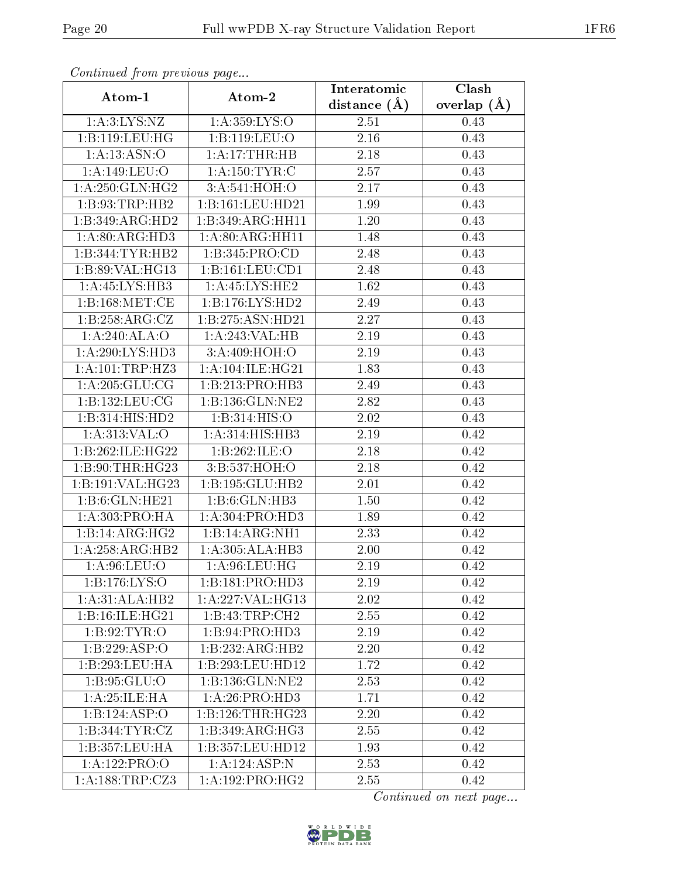*Continued from previous page...*

| Atom-1 | Atom-2 | Interatomic distance (Å) | Clash overlap (Å) |
|---|---|---|---|
| 1:A:3:LYS:NZ | 1:A:359:LYS:O | 2.51 | 0.43 |
| 1:B:119:LEU:HG | 1:B:119:LEU:O | 2.16 | 0.43 |
| 1:A:13:ASN:O | 1:A:17:THR:HB | 2.18 | 0.43 |
| 1:A:149:LEU:O | 1:A:150:TYR:C | 2.57 | 0.43 |
| 1:A:250:GLN:HG2 | 3:A:541:HOH:O | 2.17 | 0.43 |
| 1:B:93:TRP:HB2 | 1:B:161:LEU:HD21 | 1.99 | 0.43 |
| 1:B:349:ARG:HD2 | 1:B:349:ARG:HH11 | 1.20 | 0.43 |
| 1:A:80:ARG:HD3 | 1:A:80:ARG:HH11 | 1.48 | 0.43 |
| 1:B:344:TYR:HB2 | 1:B:345:PRO:CD | 2.48 | 0.43 |
| 1:B:89:VAL:HG13 | 1:B:161:LEU:CD1 | 2.48 | 0.43 |
| 1:A:45:LYS:HB3 | 1:A:45:LYS:HE2 | 1.62 | 0.43 |
| 1:B:168:MET:CE | 1:B:176:LYS:HD2 | 2.49 | 0.43 |
| 1:B:258:ARG:CZ | 1:B:275:ASN:HD21 | 2.27 | 0.43 |
| 1:A:240:ALA:O | 1:A:243:VAL:HB | 2.19 | 0.43 |
| 1:A:290:LYS:HD3 | 3:A:409:HOH:O | 2.19 | 0.43 |
| 1:A:101:TRP:HZ3 | 1:A:104:ILE:HG21 | 1.83 | 0.43 |
| 1:A:205:GLU:CG | 1:B:213:PRO:HB3 | 2.49 | 0.43 |
| 1:B:132:LEU:CG | 1:B:136:GLN:NE2 | 2.82 | 0.43 |
| 1:B:314:HIS:HD2 | 1:B:314:HIS:O | 2.02 | 0.43 |
| 1:A:313:VAL:O | 1:A:314:HIS:HB3 | 2.19 | 0.42 |
| 1:B:262:ILE:HG22 | 1:B:262:ILE:O | 2.18 | 0.42 |
| 1:B:90:THR:HG23 | 3:B:537:HOH:O | 2.18 | 0.42 |
| 1:B:191:VAL:HG23 | 1:B:195:GLU:HB2 | 2.01 | 0.42 |
| 1:B:6:GLN:HE21 | 1:B:6:GLN:HB3 | 1.50 | 0.42 |
| 1:A:303:PRO:HA | 1:A:304:PRO:HD3 | 1.89 | 0.42 |
| 1:B:14:ARG:HG2 | 1:B:14:ARG:NH1 | 2.33 | 0.42 |
| 1:A:258:ARG:HB2 | 1:A:305:ALA:HB3 | 2.00 | 0.42 |
| 1:A:96:LEU:O | 1:A:96:LEU:HG | 2.19 | 0.42 |
| 1:B:176:LYS:O | 1:B:181:PRO:HD3 | 2.19 | 0.42 |
| 1:A:31:ALA:HB2 | 1:A:227:VAL:HG13 | 2.02 | 0.42 |
| 1:B:16:ILE:HG21 | 1:B:43:TRP:CH2 | 2.55 | 0.42 |
| 1:B:92:TYR:O | 1:B:94:PRO:HD3 | 2.19 | 0.42 |
| 1:B:229:ASP:O | 1:B:232:ARG:HB2 | 2.20 | 0.42 |
| 1:B:293:LEU:HA | 1:B:293:LEU:HD12 | 1.72 | 0.42 |
| 1:B:95:GLU:O | 1:B:136:GLN:NE2 | 2.53 | 0.42 |
| 1:A:25:ILE:HA | 1:A:26:PRO:HD3 | 1.71 | 0.42 |
| 1:B:124:ASP:O | 1:B:126:THR:HG23 | 2.20 | 0.42 |
| 1:B:344:TYR:CZ | 1:B:349:ARG:HG3 | 2.55 | 0.42 |
| 1:B:357:LEU:HA | 1:B:357:LEU:HD12 | 1.93 | 0.42 |
| 1:A:122:PRO:O | 1:A:124:ASP:N | 2.53 | 0.42 |
| 1:A:188:TRP:CZ3 | 1:A:192:PRO:HG2 | 2.55 | 0.42 |

*Continued on next page...*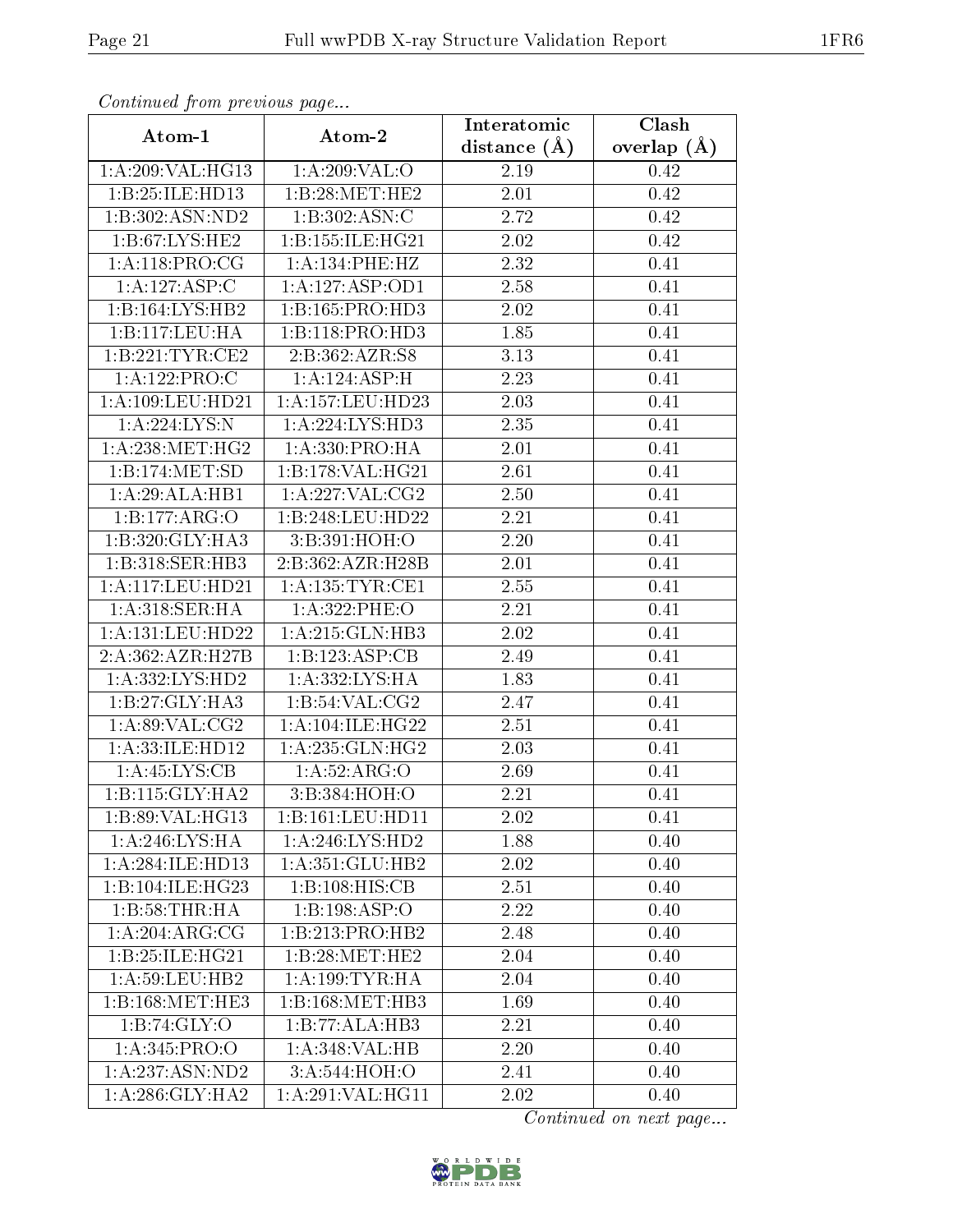*Continued from previous page...*

| Atom-1 | Atom-2 | Interatomic distance (Å) | Clash overlap (Å) |
| --- | --- | --- | --- |
| 1:A:209:VAL:HG13 | 1:A:209:VAL:O | 2.19 | 0.42 |
| 1:B:25:ILE:HD13 | 1:B:28:MET:HE2 | 2.01 | 0.42 |
| 1:B:302:ASN:ND2 | 1:B:302:ASN:C | 2.72 | 0.42 |
| 1:B:67:LYS:HE2 | 1:B:155:ILE:HG21 | 2.02 | 0.42 |
| 1:A:118:PRO:CG | 1:A:134:PHE:HZ | 2.32 | 0.41 |
| 1:A:127:ASP:C | 1:A:127:ASP:OD1 | 2.58 | 0.41 |
| 1:B:164:LYS:HB2 | 1:B:165:PRO:HD3 | 2.02 | 0.41 |
| 1:B:117:LEU:HA | 1:B:118:PRO:HD3 | 1.85 | 0.41 |
| 1:B:221:TYR:CE2 | 2:B:362:AZR:S8 | 3.13 | 0.41 |
| 1:A:122:PRO:C | 1:A:124:ASP:H | 2.23 | 0.41 |
| 1:A:109:LEU:HD21 | 1:A:157:LEU:HD23 | 2.03 | 0.41 |
| 1:A:224:LYS:N | 1:A:224:LYS:HD3 | 2.35 | 0.41 |
| 1:A:238:MET:HG2 | 1:A:330:PRO:HA | 2.01 | 0.41 |
| 1:B:174:MET:SD | 1:B:178:VAL:HG21 | 2.61 | 0.41 |
| 1:A:29:ALA:HB1 | 1:A:227:VAL:CG2 | 2.50 | 0.41 |
| 1:B:177:ARG:O | 1:B:248:LEU:HD22 | 2.21 | 0.41 |
| 1:B:320:GLY:HA3 | 3:B:391:HOH:O | 2.20 | 0.41 |
| 1:B:318:SER:HB3 | 2:B:362:AZR:H28B | 2.01 | 0.41 |
| 1:A:117:LEU:HD21 | 1:A:135:TYR:CE1 | 2.55 | 0.41 |
| 1:A:318:SER:HA | 1:A:322:PHE:O | 2.21 | 0.41 |
| 1:A:131:LEU:HD22 | 1:A:215:GLN:HB3 | 2.02 | 0.41 |
| 2:A:362:AZR:H27B | 1:B:123:ASP:CB | 2.49 | 0.41 |
| 1:A:332:LYS:HD2 | 1:A:332:LYS:HA | 1.83 | 0.41 |
| 1:B:27:GLY:HA3 | 1:B:54:VAL:CG2 | 2.47 | 0.41 |
| 1:A:89:VAL:CG2 | 1:A:104:ILE:HG22 | 2.51 | 0.41 |
| 1:A:33:ILE:HD12 | 1:A:235:GLN:HG2 | 2.03 | 0.41 |
| 1:A:45:LYS:CB | 1:A:52:ARG:O | 2.69 | 0.41 |
| 1:B:115:GLY:HA2 | 3:B:384:HOH:O | 2.21 | 0.41 |
| 1:B:89:VAL:HG13 | 1:B:161:LEU:HD11 | 2.02 | 0.41 |
| 1:A:246:LYS:HA | 1:A:246:LYS:HD2 | 1.88 | 0.40 |
| 1:A:284:ILE:HD13 | 1:A:351:GLU:HB2 | 2.02 | 0.40 |
| 1:B:104:ILE:HG23 | 1:B:108:HIS:CB | 2.51 | 0.40 |
| 1:B:58:THR:HA | 1:B:198:ASP:O | 2.22 | 0.40 |
| 1:A:204:ARG:CG | 1:B:213:PRO:HB2 | 2.48 | 0.40 |
| 1:B:25:ILE:HG21 | 1:B:28:MET:HE2 | 2.04 | 0.40 |
| 1:A:59:LEU:HB2 | 1:A:199:TYR:HA | 2.04 | 0.40 |
| 1:B:168:MET:HE3 | 1:B:168:MET:HB3 | 1.69 | 0.40 |
| 1:B:74:GLY:O | 1:B:77:ALA:HB3 | 2.21 | 0.40 |
| 1:A:345:PRO:O | 1:A:348:VAL:HB | 2.20 | 0.40 |
| 1:A:237:ASN:ND2 | 3:A:544:HOH:O | 2.41 | 0.40 |
| 1:A:286:GLY:HA2 | 1:A:291:VAL:HG11 | 2.02 | 0.40 |

*Continued on next page...*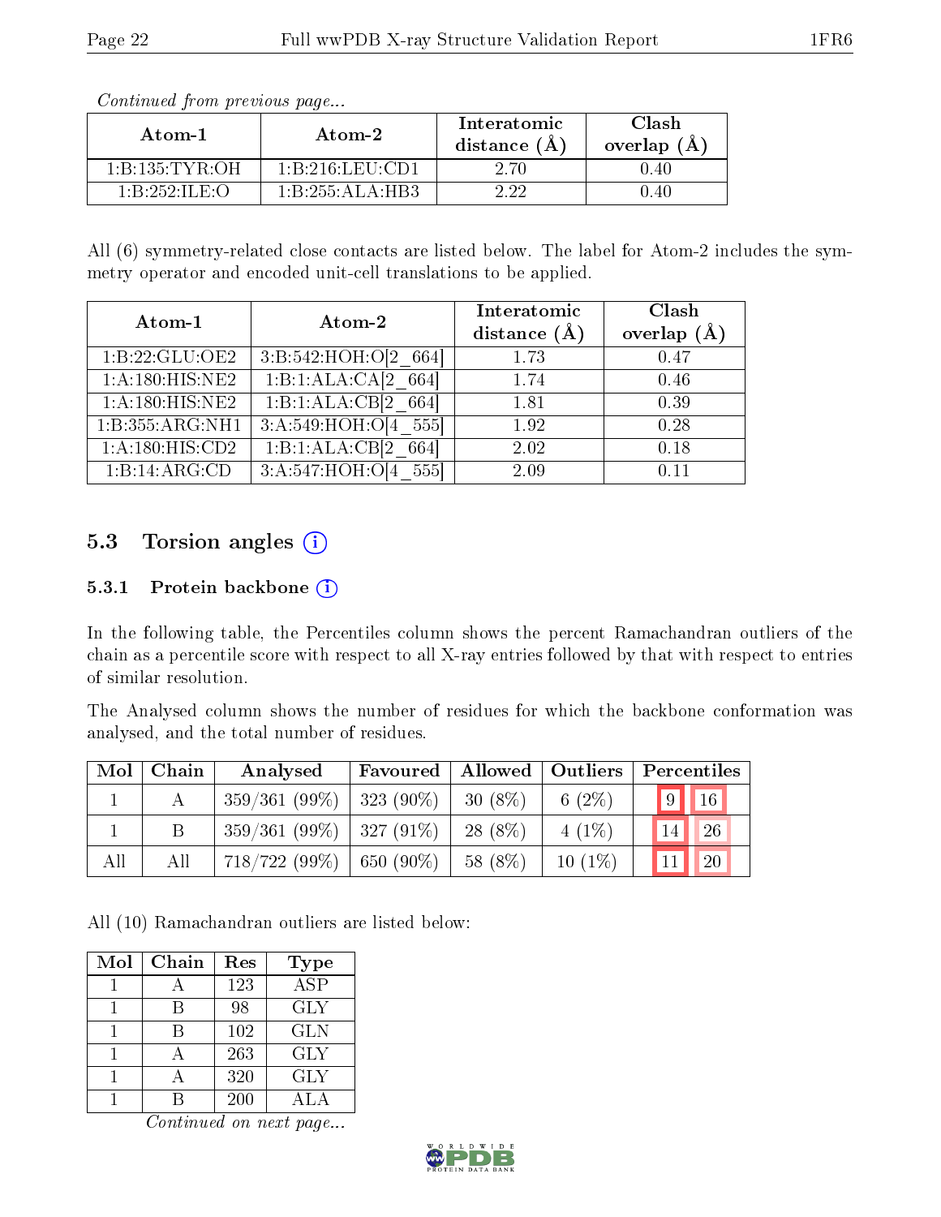*Continued from previous page...*

| Atom-1 | Atom-2 | Interatomic distance (Å) | Clash overlap (Å) |
|---|---|---|---|
| 1:B:135:TYR:OH | 1:B:216:LEU:CD1 | 2.70 | 0.40 |
| 1:B:252:ILE:O | 1:B:255:ALA:HB3 | 2.22 | 0.40 |

All (6) symmetry-related close contacts are listed below. The label for Atom-2 includes the symmetry operator and encoded unit-cell translations to be applied.

| Atom-1 | Atom-2 | Interatomic distance (Å) | Clash overlap (Å) |
|---|---|---|---|
| 1:B:22:GLU:OE2 | 3:B:542:HOH:O[2_664] | 1.73 | 0.47 |
| 1:A:180:HIS:NE2 | 1:B:1:ALA:CA[2_664] | 1.74 | 0.46 |
| 1:A:180:HIS:NE2 | 1:B:1:ALA:CB[2_664] | 1.81 | 0.39 |
| 1:B:355:ARG:NH1 | 3:A:549:HOH:O[4_555] | 1.92 | 0.28 |
| 1:A:180:HIS:CD2 | 1:B:1:ALA:CB[2_664] | 2.02 | 0.18 |
| 1:B:14:ARG:CD | 3:A:547:HOH:O[4_555] | 2.09 | 0.11 |

## 5.3 Torsion angles

### 5.3.1 Protein backbone

In the following table, the Percentiles column shows the percent Ramachandran outliers of the chain as a percentile score with respect to all X-ray entries followed by that with respect to entries of similar resolution.

The Analysed column shows the number of residues for which the backbone conformation was analysed, and the total number of residues.

| Mol | Chain | Analysed | Favoured | Allowed | Outliers | Percentiles | |
|---|---|---|---|---|---|---|---|
| 1 | A | 359/361 (99%) | 323 (90%) | 30 (8%) | 6 (2%) | 9 | 16 |
| 1 | B | 359/361 (99%) | 327 (91%) | 28 (8%) | 4 (1%) | 14 | 26 |
| All | All | 718/722 (99%) | 650 (90%) | 58 (8%) | 10 (1%) | 11 | 20 |

All (10) Ramachandran outliers are listed below:

| Mol | Chain | Res | Type |
|---|---|---|---|
| 1 | A | 123 | ASP |
| 1 | B | 98 | GLY |
| 1 | B | 102 | GLN |
| 1 | A | 263 | GLY |
| 1 | A | 320 | GLY |
| 1 | B | 200 | ALA |

*Continued on next page...*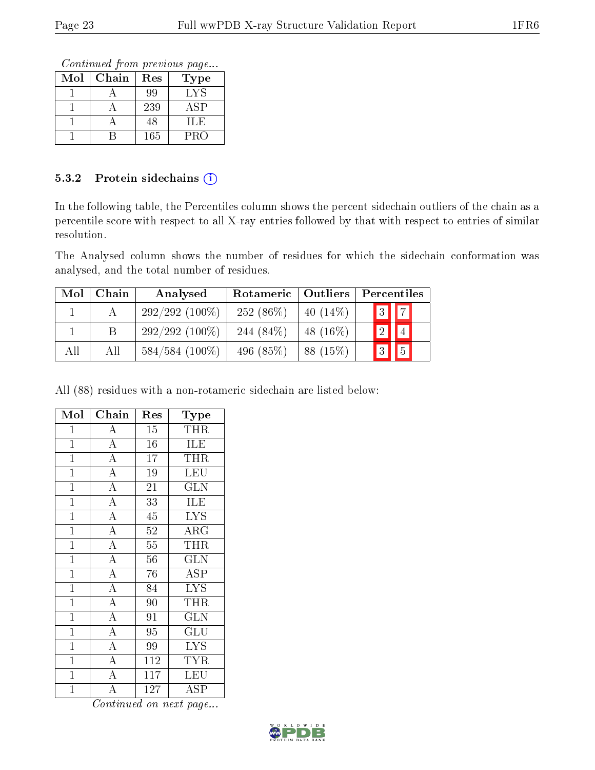*Continued from previous page...*

| Mol | Chain | Res | Type |
|---|---|---|---|
| 1 | A | 99 | LYS |
| 1 | A | 239 | ASP |
| 1 | A | 48 | ILE |
| 1 | B | 165 | PRO |

### 5.3.2 Protein sidechains

In the following table, the Percentiles column shows the percent sidechain outliers of the chain as a percentile score with respect to all X-ray entries followed by that with respect to entries of similar resolution.

The Analysed column shows the number of residues for which the sidechain conformation was analysed, and the total number of residues.

| Mol | Chain | Analysed | Rotameric | Outliers | Percentiles | |
|---|---|---|---|---|---|---|
| 1 | A | 292/292 (100%) | 252 (86%) | 40 (14%) | 3 | 7 |
| 1 | B | 292/292 (100%) | 244 (84%) | 48 (16%) | 2 | 4 |
| All | All | 584/584 (100%) | 496 (85%) | 88 (15%) | 3 | 5 |

All (88) residues with a non-rotameric sidechain are listed below:

| Mol | Chain | Res | Type |
|---|---|---|---|
| 1 | A | 15 | THR |
| 1 | A | 16 | ILE |
| 1 | A | 17 | THR |
| 1 | A | 19 | LEU |
| 1 | A | 21 | GLN |
| 1 | A | 33 | ILE |
| 1 | A | 45 | LYS |
| 1 | A | 52 | ARG |
| 1 | A | 55 | THR |
| 1 | A | 56 | GLN |
| 1 | A | 76 | ASP |
| 1 | A | 84 | LYS |
| 1 | A | 90 | THR |
| 1 | A | 91 | GLN |
| 1 | A | 95 | GLU |
| 1 | A | 99 | LYS |
| 1 | A | 112 | TYR |
| 1 | A | 117 | LEU |
| 1 | A | 127 | ASP |

*Continued on next page...*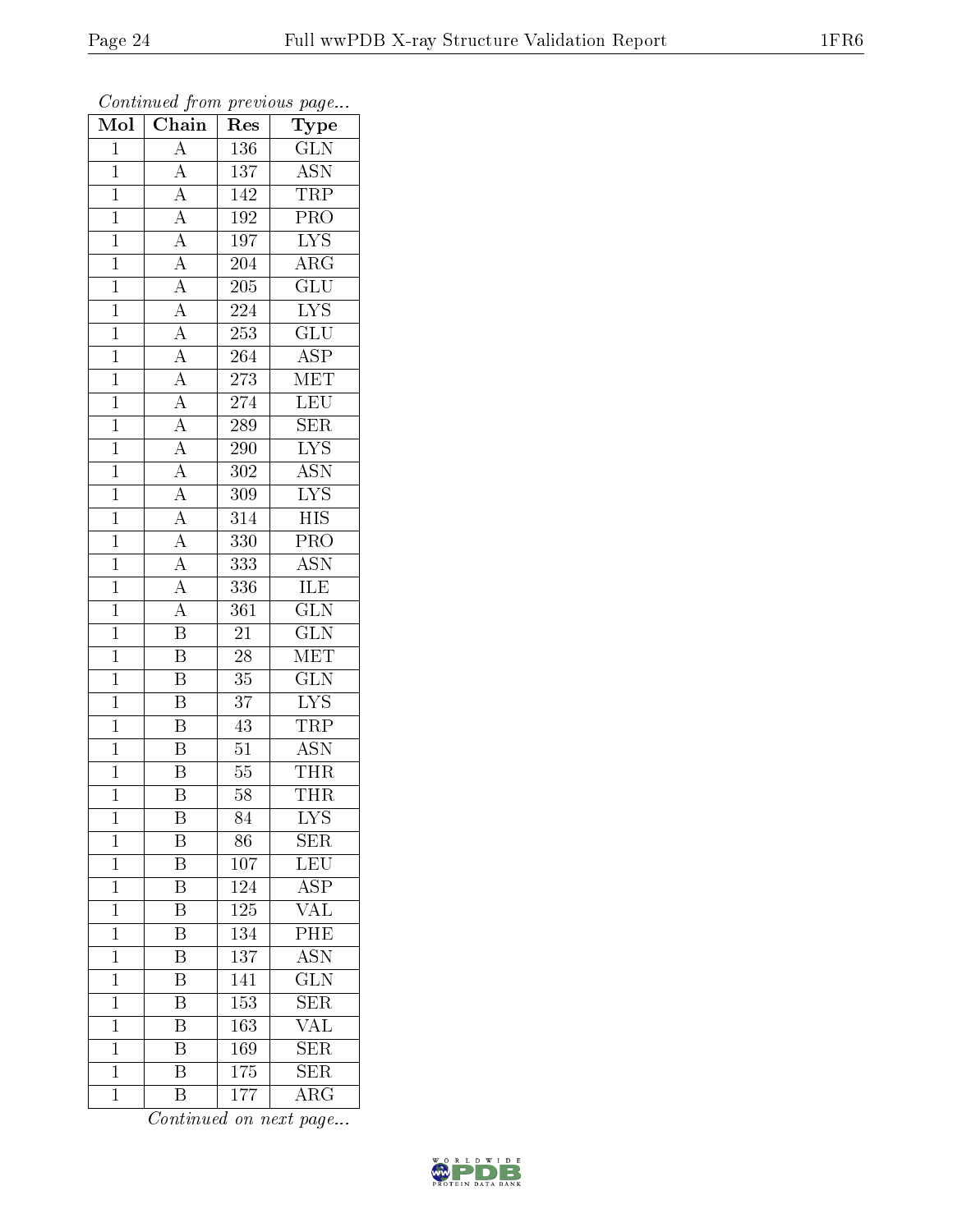*Continued from previous page...*

| Mol | Chain | Res | Type |
|---|---|---|---|
| 1 | A | 136 | GLN |
| 1 | A | 137 | ASN |
| 1 | A | 142 | TRP |
| 1 | A | 192 | PRO |
| 1 | A | 197 | LYS |
| 1 | A | 204 | ARG |
| 1 | A | 205 | GLU |
| 1 | A | 224 | LYS |
| 1 | A | 253 | GLU |
| 1 | A | 264 | ASP |
| 1 | A | 273 | MET |
| 1 | A | 274 | LEU |
| 1 | A | 289 | SER |
| 1 | A | 290 | LYS |
| 1 | A | 302 | ASN |
| 1 | A | 309 | LYS |
| 1 | A | 314 | HIS |
| 1 | A | 330 | PRO |
| 1 | A | 333 | ASN |
| 1 | A | 336 | ILE |
| 1 | A | 361 | GLN |
| 1 | B | 21 | GLN |
| 1 | B | 28 | MET |
| 1 | B | 35 | GLN |
| 1 | B | 37 | LYS |
| 1 | B | 43 | TRP |
| 1 | B | 51 | ASN |
| 1 | B | 55 | THR |
| 1 | B | 58 | THR |
| 1 | B | 84 | LYS |
| 1 | B | 86 | SER |
| 1 | B | 107 | LEU |
| 1 | B | 124 | ASP |
| 1 | B | 125 | VAL |
| 1 | B | 134 | PHE |
| 1 | B | 137 | ASN |
| 1 | B | 141 | GLN |
| 1 | B | 153 | SER |
| 1 | B | 163 | VAL |
| 1 | B | 169 | SER |
| 1 | B | 175 | SER |
| 1 | B | 177 | ARG |

*Continued on next page...*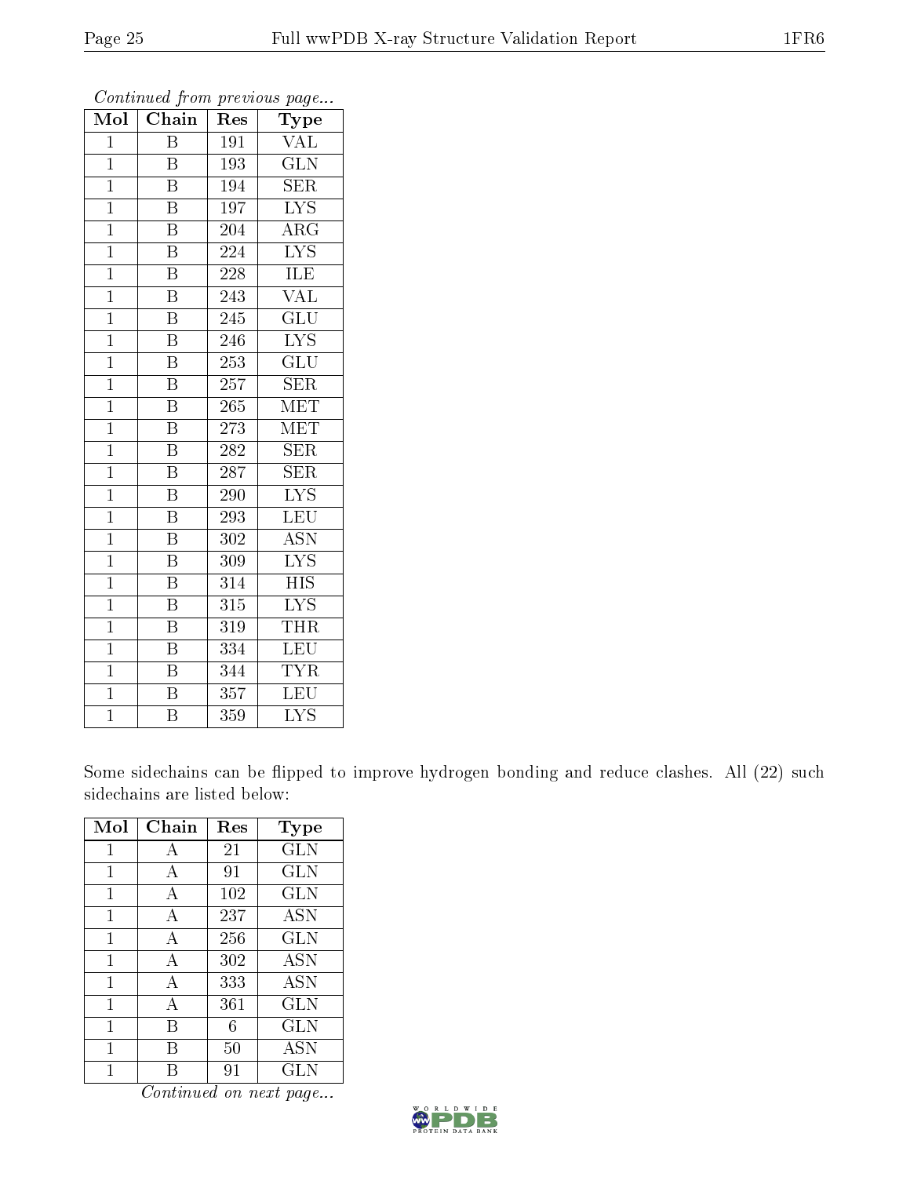*Continued from previous page...*

| Mol | Chain | Res | Type |
|---|---|---|---|
| 1 | B | 191 | VAL |
| 1 | B | 193 | GLN |
| 1 | B | 194 | SER |
| 1 | B | 197 | LYS |
| 1 | B | 204 | ARG |
| 1 | B | 224 | LYS |
| 1 | B | 228 | ILE |
| 1 | B | 243 | VAL |
| 1 | B | 245 | GLU |
| 1 | B | 246 | LYS |
| 1 | B | 253 | GLU |
| 1 | B | 257 | SER |
| 1 | B | 265 | MET |
| 1 | B | 273 | MET |
| 1 | B | 282 | SER |
| 1 | B | 287 | SER |
| 1 | B | 290 | LYS |
| 1 | B | 293 | LEU |
| 1 | B | 302 | ASN |
| 1 | B | 309 | LYS |
| 1 | B | 314 | HIS |
| 1 | B | 315 | LYS |
| 1 | B | 319 | THR |
| 1 | B | 334 | LEU |
| 1 | B | 344 | TYR |
| 1 | B | 357 | LEU |
| 1 | B | 359 | LYS |

Some sidechains can be flipped to improve hydrogen bonding and reduce clashes. All (22) such sidechains are listed below:

| Mol | Chain | Res | Type |
|---|---|---|---|
| 1 | A | 21 | GLN |
| 1 | A | 91 | GLN |
| 1 | A | 102 | GLN |
| 1 | A | 237 | ASN |
| 1 | A | 256 | GLN |
| 1 | A | 302 | ASN |
| 1 | A | 333 | ASN |
| 1 | A | 361 | GLN |
| 1 | B | 6 | GLN |
| 1 | B | 50 | ASN |
| 1 | B | 91 | GLN |

*Continued on next page...*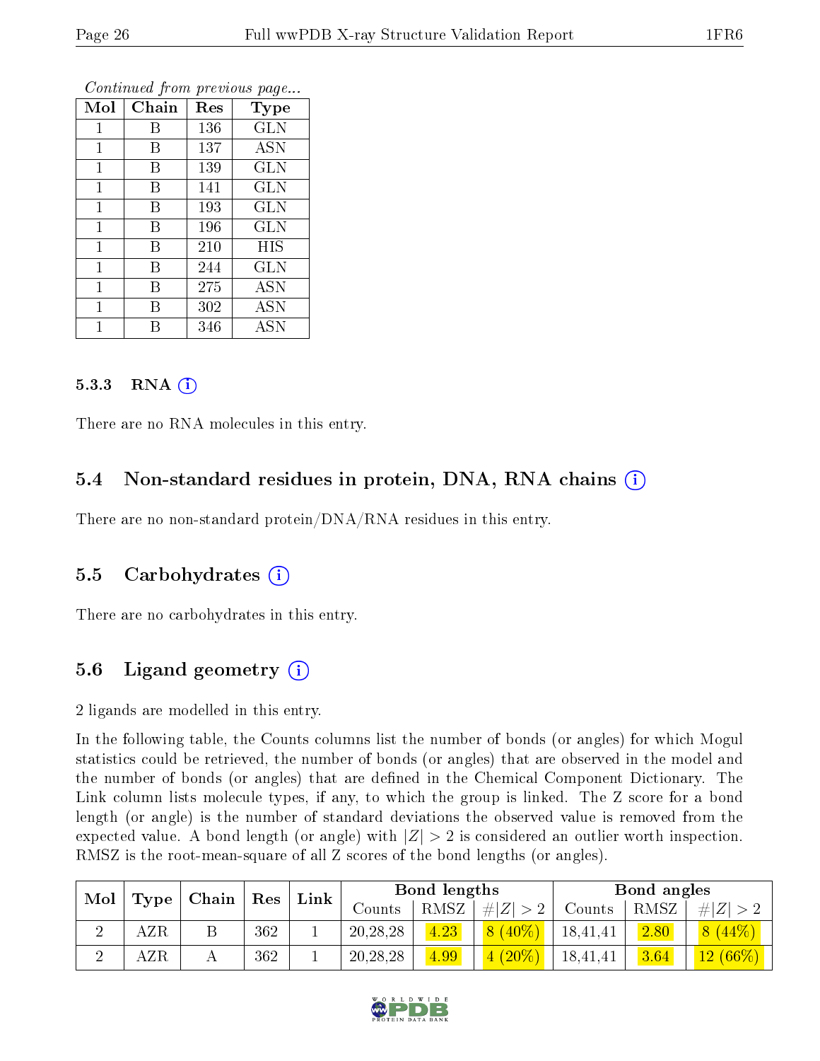*Continued from previous page...*

| Mol | Chain | Res | Type |
|---|---|---|---|
| 1 | B | 136 | GLN |
| 1 | B | 137 | ASN |
| 1 | B | 139 | GLN |
| 1 | B | 141 | GLN |
| 1 | B | 193 | GLN |
| 1 | B | 196 | GLN |
| 1 | B | 210 | HIS |
| 1 | B | 244 | GLN |
| 1 | B | 275 | ASN |
| 1 | B | 302 | ASN |
| 1 | B | 346 | ASN |

#### 5.3.3 RNA (i)

There are no RNA molecules in this entry.

### 5.4 Non-standard residues in protein, DNA, RNA chains (i)

There are no non-standard protein/DNA/RNA residues in this entry.

### 5.5 Carbohydrates (i)

There are no carbohydrates in this entry.

### 5.6 Ligand geometry (i)

2 ligands are modelled in this entry.

In the following table, the Counts columns list the number of bonds (or angles) for which Mogul statistics could be retrieved, the number of bonds (or angles) that are observed in the model and the number of bonds (or angles) that are defined in the Chemical Component Dictionary. The Link column lists molecule types, if any, to which the group is linked. The Z score for a bond length (or angle) is the number of standard deviations the observed value is removed from the expected value. A bond length (or angle) with $|Z| > 2$ is considered an outlier worth inspection. RMSZ is the root-mean-square of all Z scores of the bond lengths (or angles).

| Mol | Type | Chain | Res | Link | Bond lengths | | | Bond angles | | |
|---|---|---|---|---|---|---|---|---|---|---|
| | | | | | Counts | RMSZ | $\#\|Z\| > 2$ | Counts | RMSZ | $\#\|Z\| > 2$ |
| 2 | AZR | B | 362 | 1 | 20,28,28 | 4.23 | 8 (40%) | 18,41,41 | 2.80 | 8 (44%) |
| 2 | AZR | A | 362 | 1 | 20,28,28 | 4.99 | 4 (20%) | 18,41,41 | 3.64 | 12 (66%) |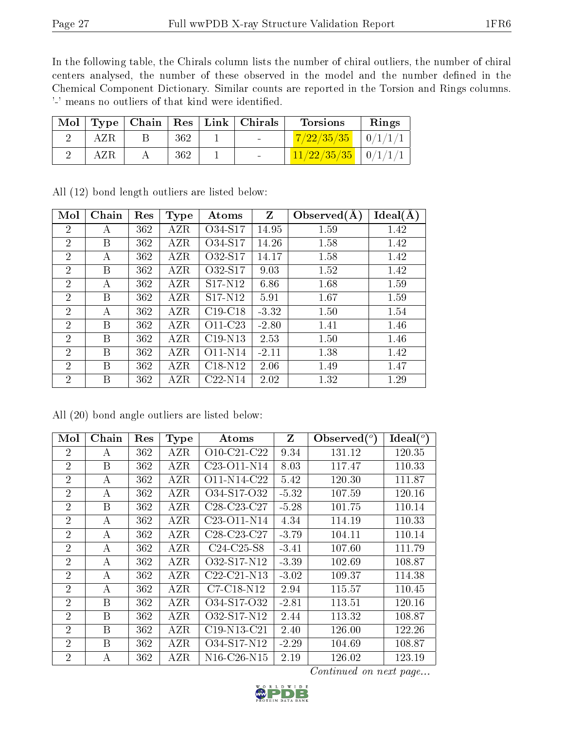In the following table, the Chirals column lists the number of chiral outliers, the number of chiral centers analysed, the number of these observed in the model and the number defined in the Chemical Component Dictionary. Similar counts are reported in the Torsion and Rings columns. '-' means no outliers of that kind were identified.

| Mol | Type | Chain | Res | Link | Chirals | Torsions | Rings |
|---|---|---|---|---|---|---|---|
| 2 | AZR | B | 362 | 1 | - | 7/22/35/35 | 0/1/1/1 |
| 2 | AZR | A | 362 | 1 | - | 11/22/35/35 | 0/1/1/1 |

All (12) bond length outliers are listed below:

| Mol | Chain | Res | Type | Atoms | Z | Observed(Å) | Ideal(Å) |
|---|---|---|---|---|---|---|---|
| 2 | A | 362 | AZR | O34-S17 | 14.95 | 1.59 | 1.42 |
| 2 | B | 362 | AZR | O34-S17 | 14.26 | 1.58 | 1.42 |
| 2 | A | 362 | AZR | O32-S17 | 14.17 | 1.58 | 1.42 |
| 2 | B | 362 | AZR | O32-S17 | 9.03 | 1.52 | 1.42 |
| 2 | A | 362 | AZR | S17-N12 | 6.86 | 1.68 | 1.59 |
| 2 | B | 362 | AZR | S17-N12 | 5.91 | 1.67 | 1.59 |
| 2 | A | 362 | AZR | C19-C18 | -3.32 | 1.50 | 1.54 |
| 2 | B | 362 | AZR | O11-C23 | -2.80 | 1.41 | 1.46 |
| 2 | B | 362 | AZR | C19-N13 | 2.53 | 1.50 | 1.46 |
| 2 | B | 362 | AZR | O11-N14 | -2.11 | 1.38 | 1.42 |
| 2 | B | 362 | AZR | C18-N12 | 2.06 | 1.49 | 1.47 |
| 2 | B | 362 | AZR | C22-N14 | 2.02 | 1.32 | 1.29 |

All (20) bond angle outliers are listed below:

| Mol | Chain | Res | Type | Atoms | Z | Observed(°) | Ideal(°) |
|---|---|---|---|---|---|---|---|
| 2 | A | 362 | AZR | O10-C21-C22 | 9.34 | 131.12 | 120.35 |
| 2 | B | 362 | AZR | C23-O11-N14 | 8.03 | 117.47 | 110.33 |
| 2 | A | 362 | AZR | O11-N14-C22 | 5.42 | 120.30 | 111.87 |
| 2 | A | 362 | AZR | O34-S17-O32 | -5.32 | 107.59 | 120.16 |
| 2 | B | 362 | AZR | C28-C23-C27 | -5.28 | 101.75 | 110.14 |
| 2 | A | 362 | AZR | C23-O11-N14 | 4.34 | 114.19 | 110.33 |
| 2 | A | 362 | AZR | C28-C23-C27 | -3.79 | 104.11 | 110.14 |
| 2 | A | 362 | AZR | C24-C25-S8 | -3.41 | 107.60 | 111.79 |
| 2 | A | 362 | AZR | O32-S17-N12 | -3.39 | 102.69 | 108.87 |
| 2 | A | 362 | AZR | C22-C21-N13 | -3.02 | 109.37 | 114.38 |
| 2 | A | 362 | AZR | C7-C18-N12 | 2.94 | 115.57 | 110.45 |
| 2 | B | 362 | AZR | O34-S17-O32 | -2.81 | 113.51 | 120.16 |
| 2 | B | 362 | AZR | O32-S17-N12 | 2.44 | 113.32 | 108.87 |
| 2 | B | 362 | AZR | C19-N13-C21 | 2.40 | 126.00 | 122.26 |
| 2 | B | 362 | AZR | O34-S17-N12 | -2.29 | 104.69 | 108.87 |
| 2 | A | 362 | AZR | N16-C26-N15 | 2.19 | 126.02 | 123.19 |

*Continued on next page...*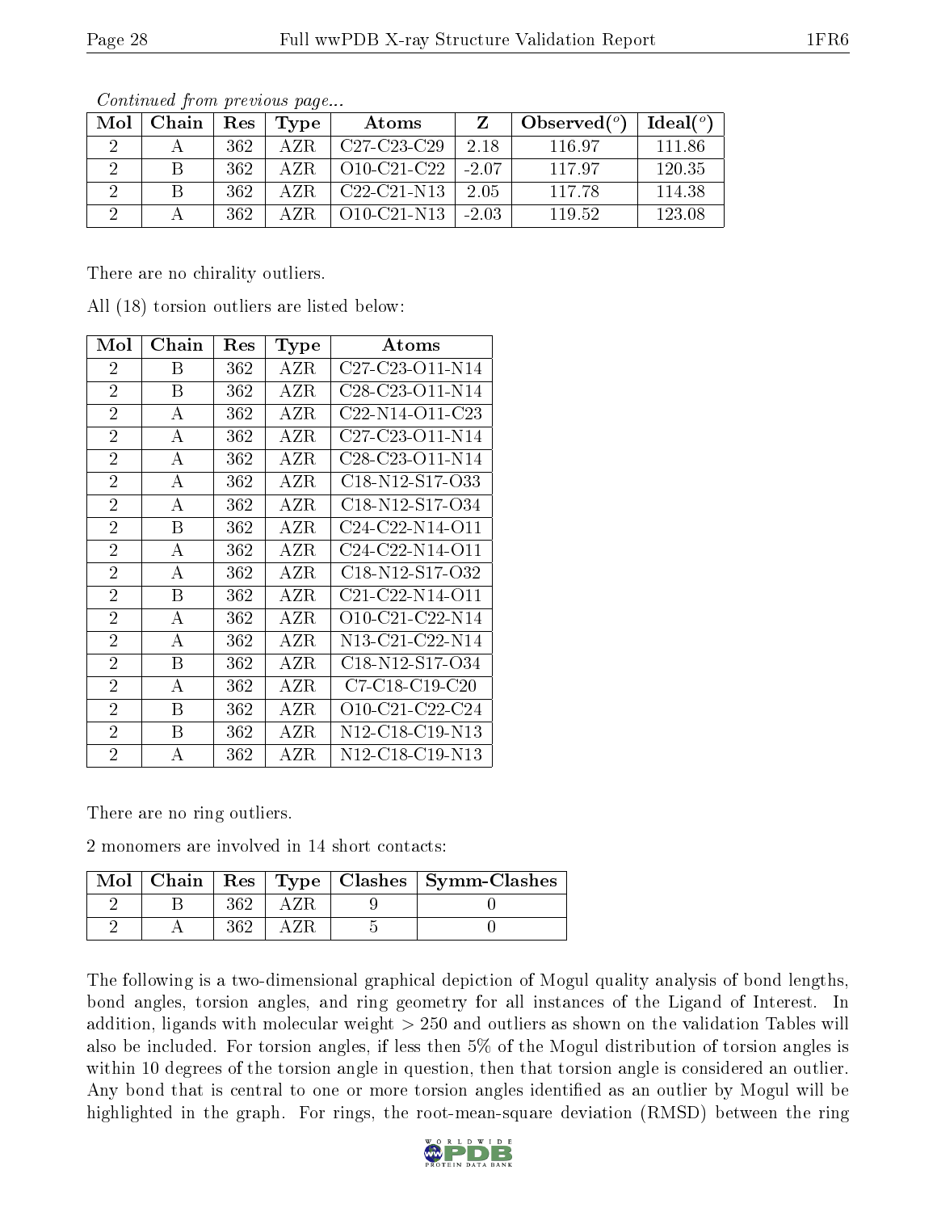*Continued from previous page...*

| Mol | Chain | Res | Type | Atoms | Z | Observed(°) | Ideal(°) |
|---|---|---|---|---|---|---|---|
| 2 | A | 362 | AZR | C27-C23-C29 | 2.18 | 116.97 | 111.86 |
| 2 | B | 362 | AZR | O10-C21-C22 | -2.07 | 117.97 | 120.35 |
| 2 | B | 362 | AZR | C22-C21-N13 | 2.05 | 117.78 | 114.38 |
| 2 | A | 362 | AZR | O10-C21-N13 | -2.03 | 119.52 | 123.08 |

There are no chirality outliers.

All (18) torsion outliers are listed below:

| Mol | Chain | Res | Type | Atoms |
|---|---|---|---|---|
| 2 | B | 362 | AZR | C27-C23-O11-N14 |
| 2 | B | 362 | AZR | C28-C23-O11-N14 |
| 2 | A | 362 | AZR | C22-N14-O11-C23 |
| 2 | A | 362 | AZR | C27-C23-O11-N14 |
| 2 | A | 362 | AZR | C28-C23-O11-N14 |
| 2 | A | 362 | AZR | C18-N12-S17-O33 |
| 2 | A | 362 | AZR | C18-N12-S17-O34 |
| 2 | B | 362 | AZR | C24-C22-N14-O11 |
| 2 | A | 362 | AZR | C24-C22-N14-O11 |
| 2 | A | 362 | AZR | C18-N12-S17-O32 |
| 2 | B | 362 | AZR | C21-C22-N14-O11 |
| 2 | A | 362 | AZR | O10-C21-C22-N14 |
| 2 | A | 362 | AZR | N13-C21-C22-N14 |
| 2 | B | 362 | AZR | C18-N12-S17-O34 |
| 2 | A | 362 | AZR | C7-C18-C19-C20 |
| 2 | B | 362 | AZR | O10-C21-C22-C24 |
| 2 | B | 362 | AZR | N12-C18-C19-N13 |
| 2 | A | 362 | AZR | N12-C18-C19-N13 |

There are no ring outliers.

2 monomers are involved in 14 short contacts:

| Mol | Chain | Res | Type | Clashes | Symm-Clashes |
|---|---|---|---|---|---|
| 2 | B | 362 | AZR | 9 | 0 |
| 2 | A | 362 | AZR | 5 | 0 |

The following is a two-dimensional graphical depiction of Mogul quality analysis of bond lengths, bond angles, torsion angles, and ring geometry for all instances of the Ligand of Interest. In addition, ligands with molecular weight > 250 and outliers as shown on the validation Tables will also be included. For torsion angles, if less then 5% of the Mogul distribution of torsion angles is within 10 degrees of the torsion angle in question, then that torsion angle is considered an outlier. Any bond that is central to one or more torsion angles identified as an outlier by Mogul will be highlighted in the graph. For rings, the root-mean-square deviation (RMSD) between the ring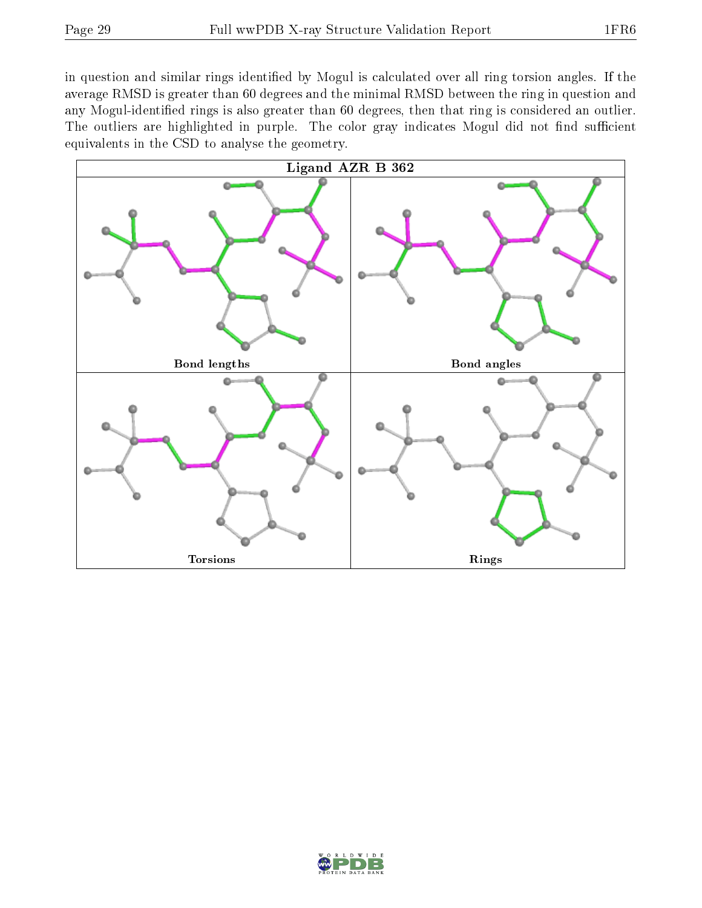in question and similar rings identified by Mogul is calculated over all ring torsion angles. If the average RMSD is greater than 60 degrees and the minimal RMSD between the ring in question and any Mogul-identified rings is also greater than 60 degrees, then that ring is considered an outlier. The outliers are highlighted in purple. The color gray indicates Mogul did not find sufficient equivalents in the CSD to analyse the geometry.

| Ligand AZR B 362 | |
|---|---|
| Bond lengths | Bond angles |
| Torsions | Rings |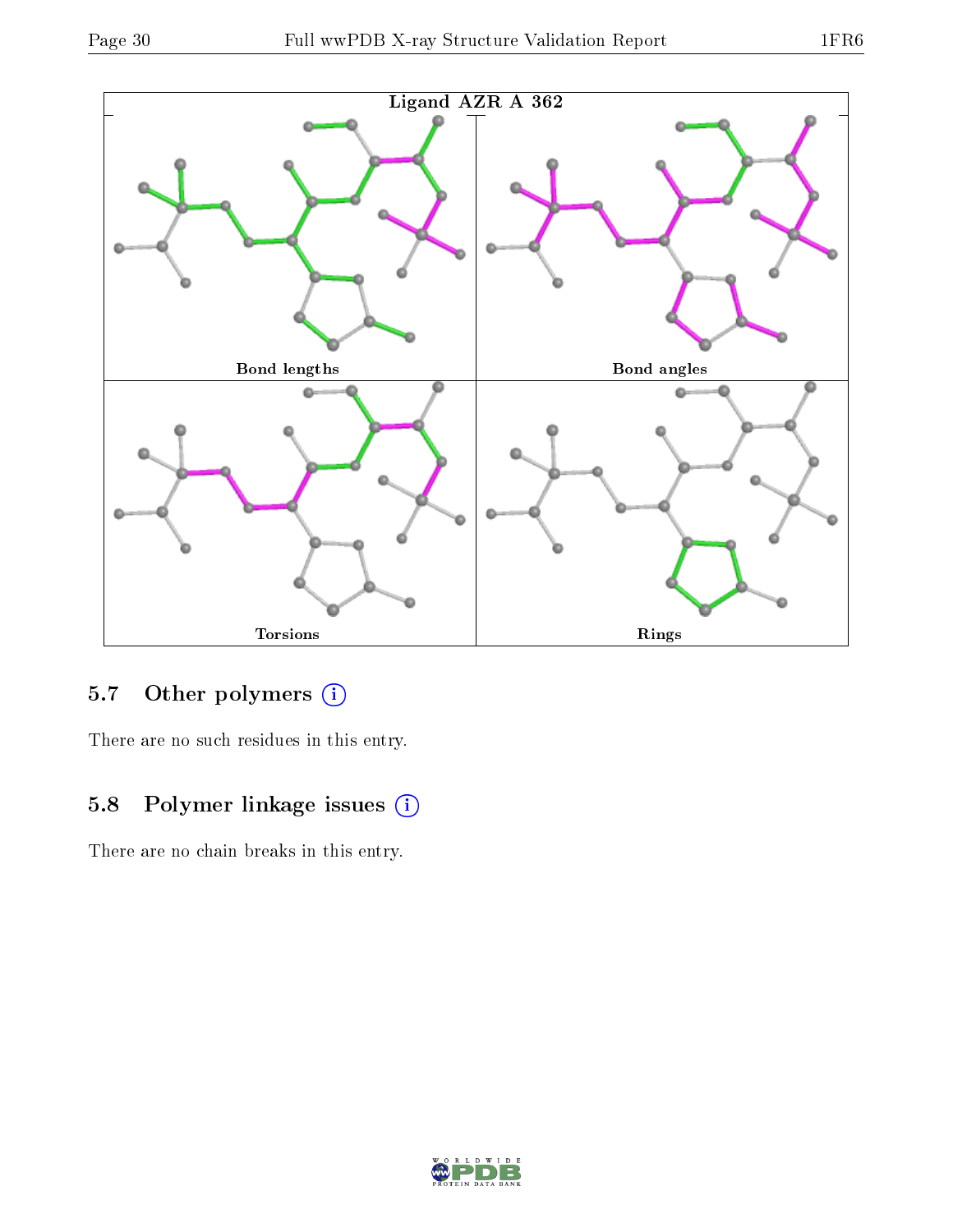Ligand AZR A 362

Bond lengths

Bond angles

Torsions

Rings

### 5.7 Other polymers

There are no such residues in this entry.

### 5.8 Polymer linkage issues

There are no chain breaks in this entry.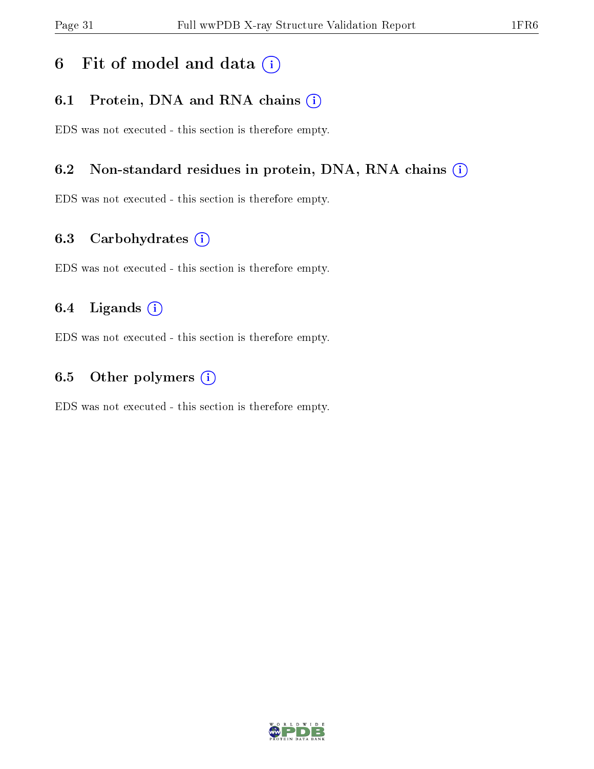# 6 Fit of model and data

## 6.1 Protein, DNA and RNA chains

EDS was not executed - this section is therefore empty.

## 6.2 Non-standard residues in protein, DNA, RNA chains

EDS was not executed - this section is therefore empty.

## 6.3 Carbohydrates

EDS was not executed - this section is therefore empty.

## 6.4 Ligands

EDS was not executed - this section is therefore empty.

## 6.5 Other polymers

EDS was not executed - this section is therefore empty.